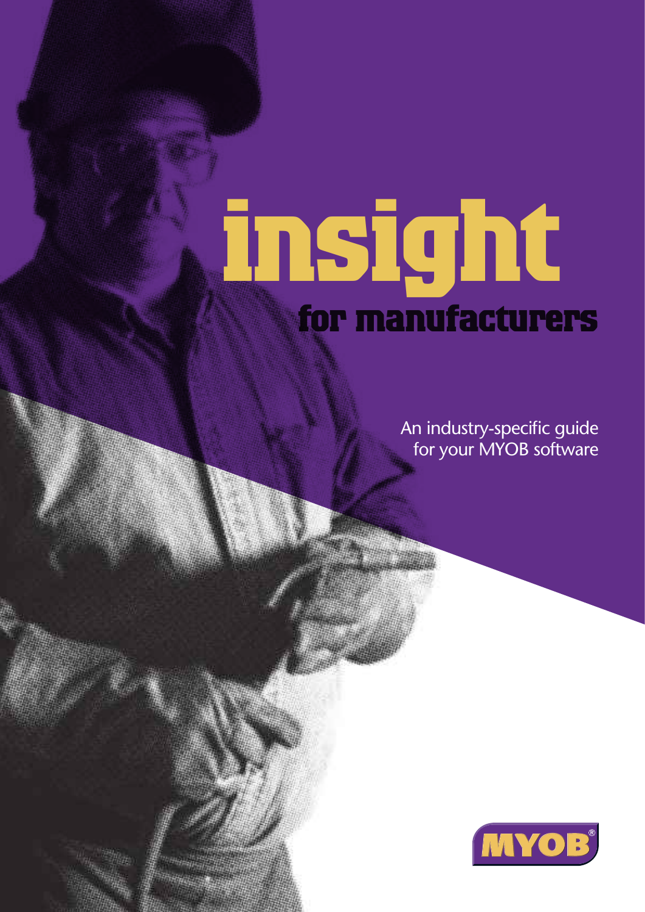# insight

## for manufacturers

An industry-specific guide for your MYOB software

MYOB®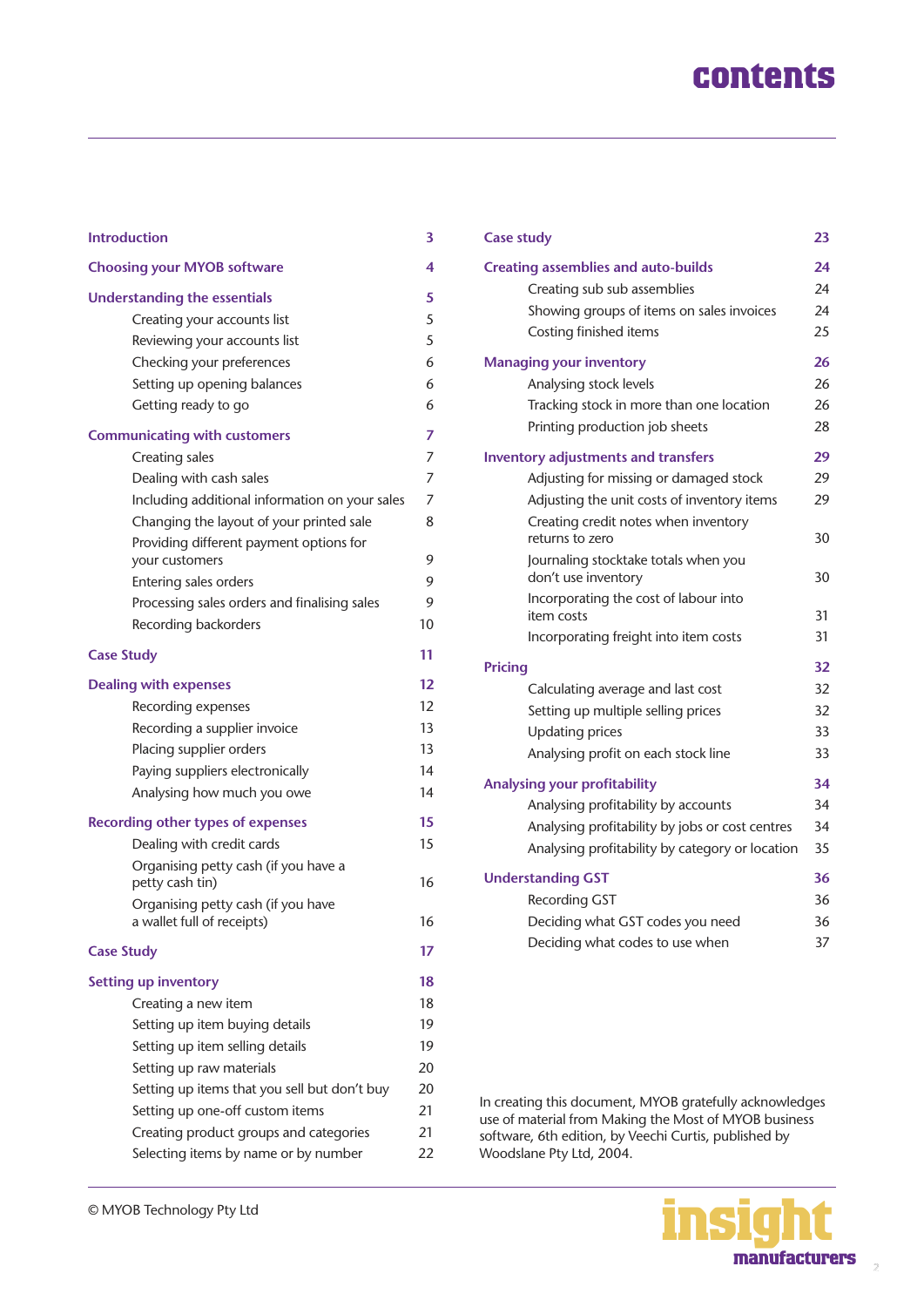# contents

| | |
|---|---|
| **Introduction** | **3** |
| **Choosing your MYOB software** | **4** |
| **Understanding the essentials** | **5** |
| Creating your accounts list | 5 |
| Reviewing your accounts list | 5 |
| Checking your preferences | 6 |
| Setting up opening balances | 6 |
| Getting ready to go | 6 |
| **Communicating with customers** | **7** |
| Creating sales | 7 |
| Dealing with cash sales | 7 |
| Including additional information on your sales | 7 |
| Changing the layout of your printed sale | 8 |
| Providing different payment options for your customers | 9 |
| Entering sales orders | 9 |
| Processing sales orders and finalising sales | 9 |
| Recording backorders | 10 |
| **Case Study** | **11** |
| **Dealing with expenses** | **12** |
| Recording expenses | 12 |
| Recording a supplier invoice | 13 |
| Placing supplier orders | 13 |
| Paying suppliers electronically | 14 |
| Analysing how much you owe | 14 |
| **Recording other types of expenses** | **15** |
| Dealing with credit cards | 15 |
| Organising petty cash (if you have a petty cash tin) | 16 |
| Organising petty cash (if you have a wallet full of receipts) | 16 |
| **Case Study** | **17** |
| **Setting up inventory** | **18** |
| Creating a new item | 18 |
| Setting up item buying details | 19 |
| Setting up item selling details | 19 |
| Setting up raw materials | 20 |
| Setting up items that you sell but don't buy | 20 |
| Setting up one-off custom items | 21 |
| Creating product groups and categories | 21 |
| Selecting items by name or by number | 22 |
| **Case study** | **23** |
| **Creating assemblies and auto-builds** | **24** |
| Creating sub sub assemblies | 24 |
| Showing groups of items on sales invoices | 24 |
| Costing finished items | 25 |
| **Managing your inventory** | **26** |
| Analysing stock levels | 26 |
| Tracking stock in more than one location | 26 |
| Printing production job sheets | 28 |
| **Inventory adjustments and transfers** | **29** |
| Adjusting for missing or damaged stock | 29 |
| Adjusting the unit costs of inventory items | 29 |
| Creating credit notes when inventory returns to zero | 30 |
| Journaling stocktake totals when you don't use inventory | 30 |
| Incorporating the cost of labour into item costs | 31 |
| Incorporating freight into item costs | 31 |
| **Pricing** | **32** |
| Calculating average and last cost | 32 |
| Setting up multiple selling prices | 32 |
| Updating prices | 33 |
| Analysing profit on each stock line | 33 |
| **Analysing your profitability** | **34** |
| Analysing profitability by accounts | 34 |
| Analysing profitability by jobs or cost centres | 34 |
| Analysing profitability by category or location | 35 |
| **Understanding GST** | **36** |
| Recording GST | 36 |
| Deciding what GST codes you need | 36 |
| Deciding what codes to use when | 37 |

In creating this document, MYOB gratefully acknowledges use of material from Making the Most of MYOB business software, 6th edition, by Veechi Curtis, published by Woodslane Pty Ltd, 2004.

© MYOB Technology Pty Ltd

insight manufacturers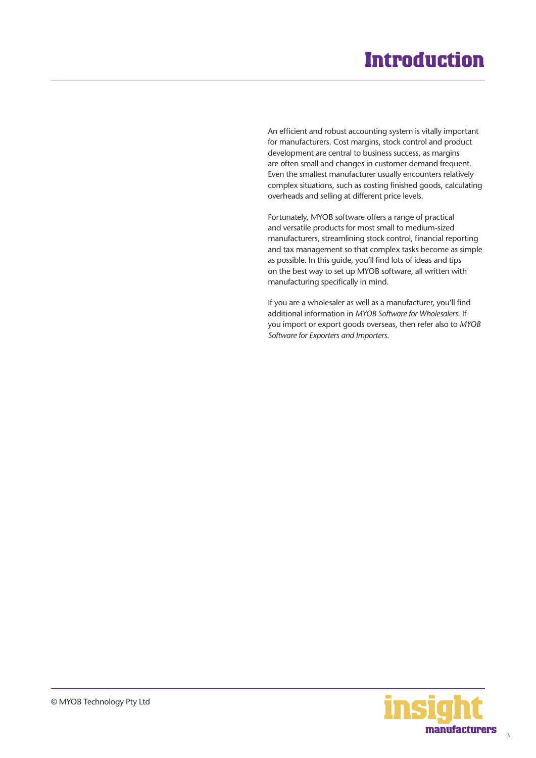# Introduction

An efficient and robust accounting system is vitally important for manufacturers. Cost margins, stock control and product development are central to business success, as margins are often small and changes in customer demand frequent. Even the smallest manufacturer usually encounters relatively complex situations, such as costing finished goods, calculating overheads and selling at different price levels.

Fortunately, MYOB software offers a range of practical and versatile products for most small to medium-sized manufacturers, streamlining stock control, financial reporting and tax management so that complex tasks become as simple as possible. In this guide, you'll find lots of ideas and tips on the best way to set up MYOB software, all written with manufacturing specifically in mind.

If you are a wholesaler as well as a manufacturer, you'll find additional information in *MYOB Software for Wholesalers*. If you import or export goods overseas, then refer also to *MYOB Software for Exporters and Importers*.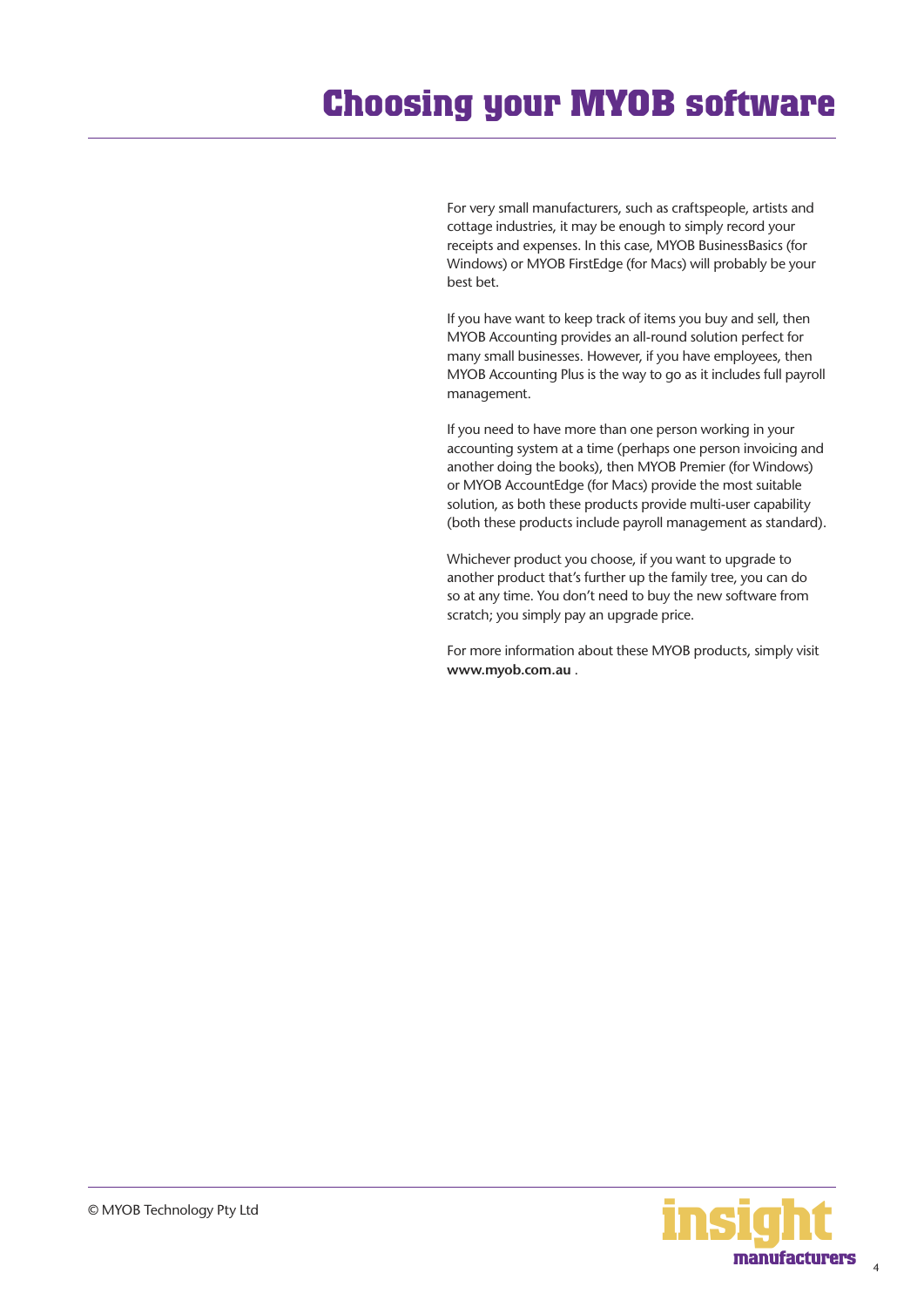# Choosing your MYOB software

For very small manufacturers, such as craftspeople, artists and cottage industries, it may be enough to simply record your receipts and expenses. In this case, MYOB BusinessBasics (for Windows) or MYOB FirstEdge (for Macs) will probably be your best bet.

If you have want to keep track of items you buy and sell, then MYOB Accounting provides an all-round solution perfect for many small businesses. However, if you have employees, then MYOB Accounting Plus is the way to go as it includes full payroll management.

If you need to have more than one person working in your accounting system at a time (perhaps one person invoicing and another doing the books), then MYOB Premier (for Windows) or MYOB AccountEdge (for Macs) provide the most suitable solution, as both these products provide multi-user capability (both these products include payroll management as standard).

Whichever product you choose, if you want to upgrade to another product that's further up the family tree, you can do so at any time. You don't need to buy the new software from scratch; you simply pay an upgrade price.

For more information about these MYOB products, simply visit **www.myob.com.au** .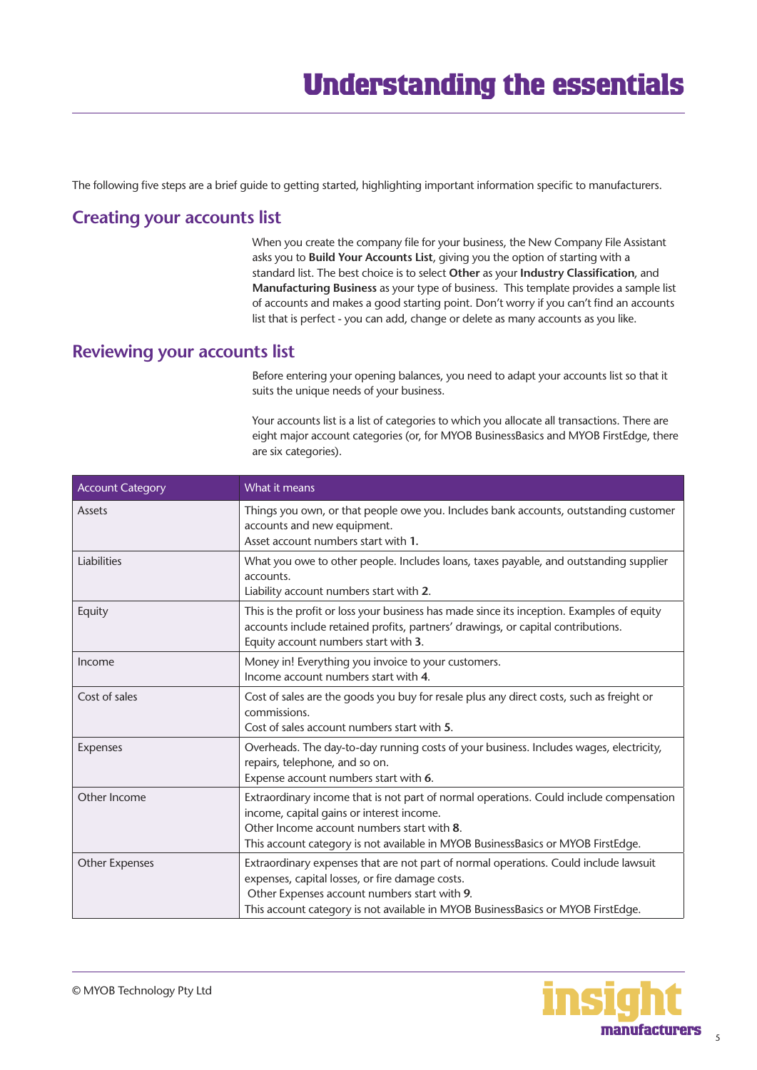# Understanding the essentials

The following five steps are a brief guide to getting started, highlighting important information specific to manufacturers.

## Creating your accounts list

When you create the company file for your business, the New Company File Assistant asks you to **Build Your Accounts List**, giving you the option of starting with a standard list. The best choice is to select **Other** as your **Industry Classification**, and **Manufacturing Business** as your type of business. This template provides a sample list of accounts and makes a good starting point. Don't worry if you can't find an accounts list that is perfect - you can add, change or delete as many accounts as you like.

## Reviewing your accounts list

Before entering your opening balances, you need to adapt your accounts list so that it suits the unique needs of your business.

Your accounts list is a list of categories to which you allocate all transactions. There are eight major account categories (or, for MYOB BusinessBasics and MYOB FirstEdge, there are six categories).

| Account Category | What it means |
|---|---|
| Assets | Things you own, or that people owe you. Includes bank accounts, outstanding customer accounts and new equipment.<br>Asset account numbers start with **1.** |
| Liabilities | What you owe to other people. Includes loans, taxes payable, and outstanding supplier accounts.<br>Liability account numbers start with **2**. |
| Equity | This is the profit or loss your business has made since its inception. Examples of equity accounts include retained profits, partners' drawings, or capital contributions.<br>Equity account numbers start with **3**. |
| Income | Money in! Everything you invoice to your customers.<br>Income account numbers start with **4**. |
| Cost of sales | Cost of sales are the goods you buy for resale plus any direct costs, such as freight or commissions.<br>Cost of sales account numbers start with **5**. |
| Expenses | Overheads. The day-to-day running costs of your business. Includes wages, electricity, repairs, telephone, and so on.<br>Expense account numbers start with **6**. |
| Other Income | Extraordinary income that is not part of normal operations. Could include compensation income, capital gains or interest income.<br>Other Income account numbers start with **8**.<br>This account category is not available in MYOB BusinessBasics or MYOB FirstEdge. |
| Other Expenses | Extraordinary expenses that are not part of normal operations. Could include lawsuit expenses, capital losses, or fire damage costs.<br>Other Expenses account numbers start with **9**.<br>This account category is not available in MYOB BusinessBasics or MYOB FirstEdge. |

© MYOB Technology Pty Ltd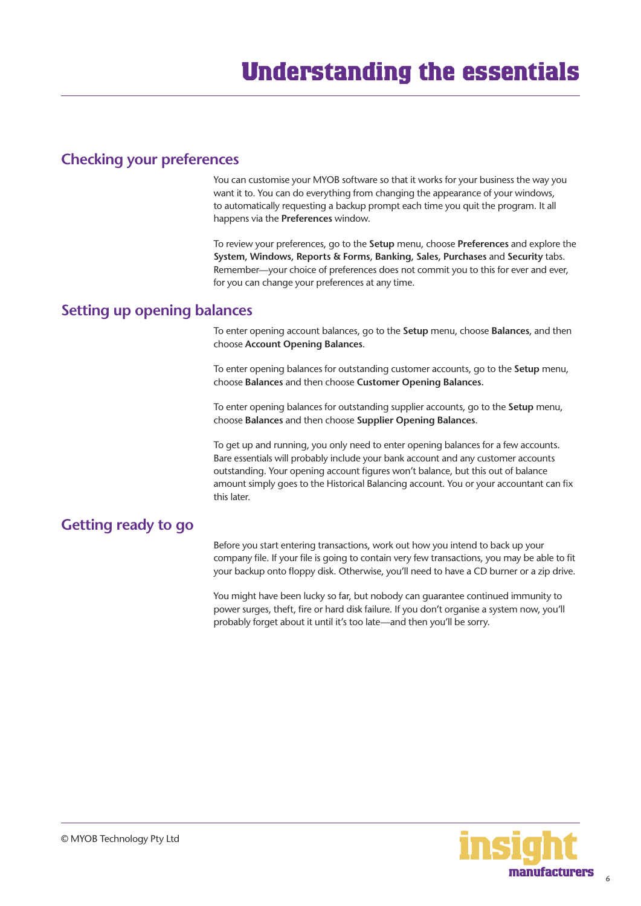# Understanding the essentials

## Checking your preferences

You can customise your MYOB software so that it works for your business the way you want it to. You can do everything from changing the appearance of your windows, to automatically requesting a backup prompt each time you quit the program. It all happens via the **Preferences** window.

To review your preferences, go to the **Setup** menu, choose **Preferences** and explore the **System**, **Windows**, **Reports & Forms**, **Banking**, **Sales**, **Purchases** and **Security** tabs. Remember—your choice of preferences does not commit you to this for ever and ever, for you can change your preferences at any time.

## Setting up opening balances

To enter opening account balances, go to the **Setup** menu, choose **Balances**, and then choose **Account Opening Balances**.

To enter opening balances for outstanding customer accounts, go to the **Setup** menu, choose **Balances** and then choose **Customer Opening Balances.**

To enter opening balances for outstanding supplier accounts, go to the **Setup** menu, choose **Balances** and then choose **Supplier Opening Balances**.

To get up and running, you only need to enter opening balances for a few accounts. Bare essentials will probably include your bank account and any customer accounts outstanding. Your opening account figures won't balance, but this out of balance amount simply goes to the Historical Balancing account. You or your accountant can fix this later.

## Getting ready to go

Before you start entering transactions, work out how you intend to back up your company file. If your file is going to contain very few transactions, you may be able to fit your backup onto floppy disk. Otherwise, you'll need to have a CD burner or a zip drive.

You might have been lucky so far, but nobody can guarantee continued immunity to power surges, theft, fire or hard disk failure. If you don't organise a system now, you'll probably forget about it until it's too late—and then you'll be sorry.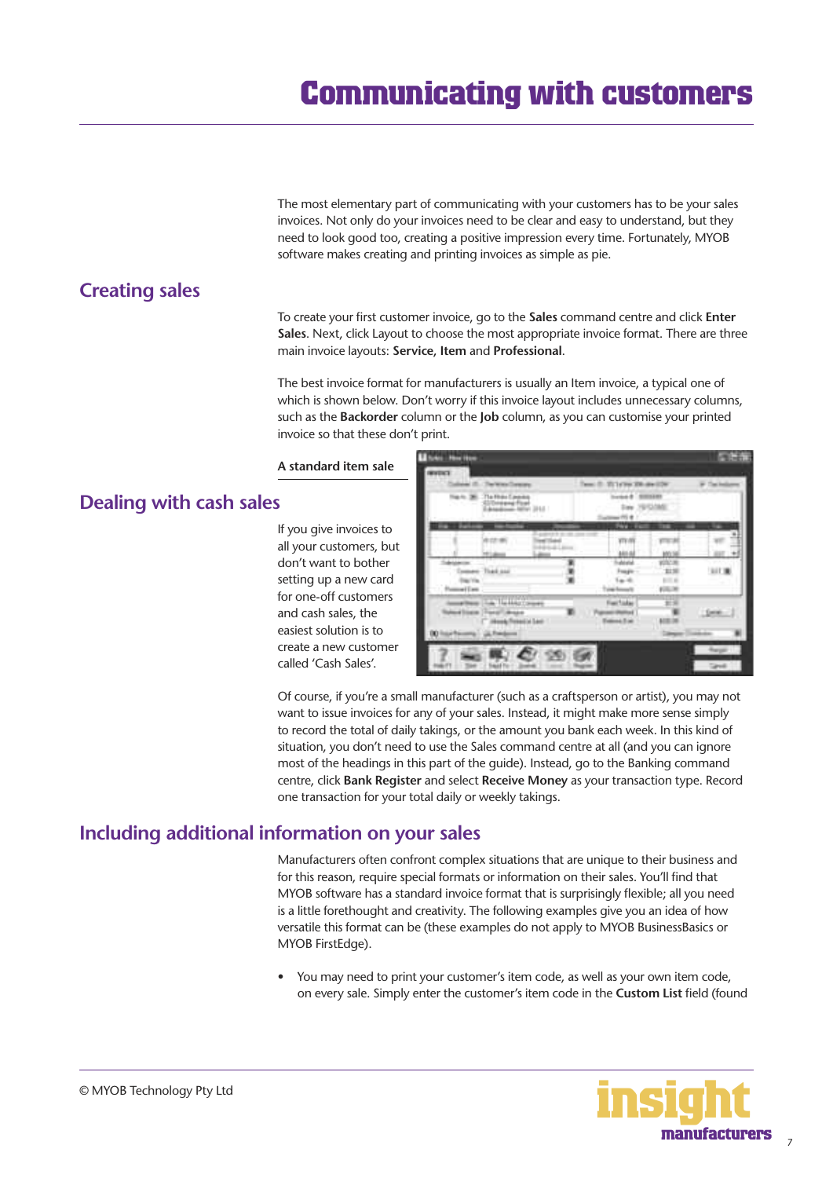# Communicating with customers

The most elementary part of communicating with your customers has to be your sales invoices. Not only do your invoices need to be clear and easy to understand, but they need to look good too, creating a positive impression every time. Fortunately, MYOB software makes creating and printing invoices as simple as pie.

## Creating sales

To create your first customer invoice, go to the **Sales** command centre and click **Enter Sales**. Next, click Layout to choose the most appropriate invoice format. There are three main invoice layouts: **Service**, **Item** and **Professional**.

The best invoice format for manufacturers is usually an Item invoice, a typical one of which is shown below. Don't worry if this invoice layout includes unnecessary columns, such as the **Backorder** column or the **Job** column, as you can customise your printed invoice so that these don't print.

A standard item sale

## Dealing with cash sales

If you give invoices to all your customers, but don't want to bother setting up a new card for one-off customers and cash sales, the easiest solution is to create a new customer called 'Cash Sales'.

Of course, if you're a small manufacturer (such as a craftsperson or artist), you may not want to issue invoices for any of your sales. Instead, it might make more sense simply to record the total of daily takings, or the amount you bank each week. In this kind of situation, you don't need to use the Sales command centre at all (and you can ignore most of the headings in this part of the guide). Instead, go to the Banking command centre, click **Bank Register** and select **Receive Money** as your transaction type. Record one transaction for your total daily or weekly takings.

## Including additional information on your sales

Manufacturers often confront complex situations that are unique to their business and for this reason, require special formats or information on their sales. You'll find that MYOB software has a standard invoice format that is surprisingly flexible; all you need is a little forethought and creativity. The following examples give you an idea of how versatile this format can be (these examples do not apply to MYOB BusinessBasics or MYOB FirstEdge).

- You may need to print your customer's item code, as well as your own item code, on every sale. Simply enter the customer's item code in the **Custom List** field (found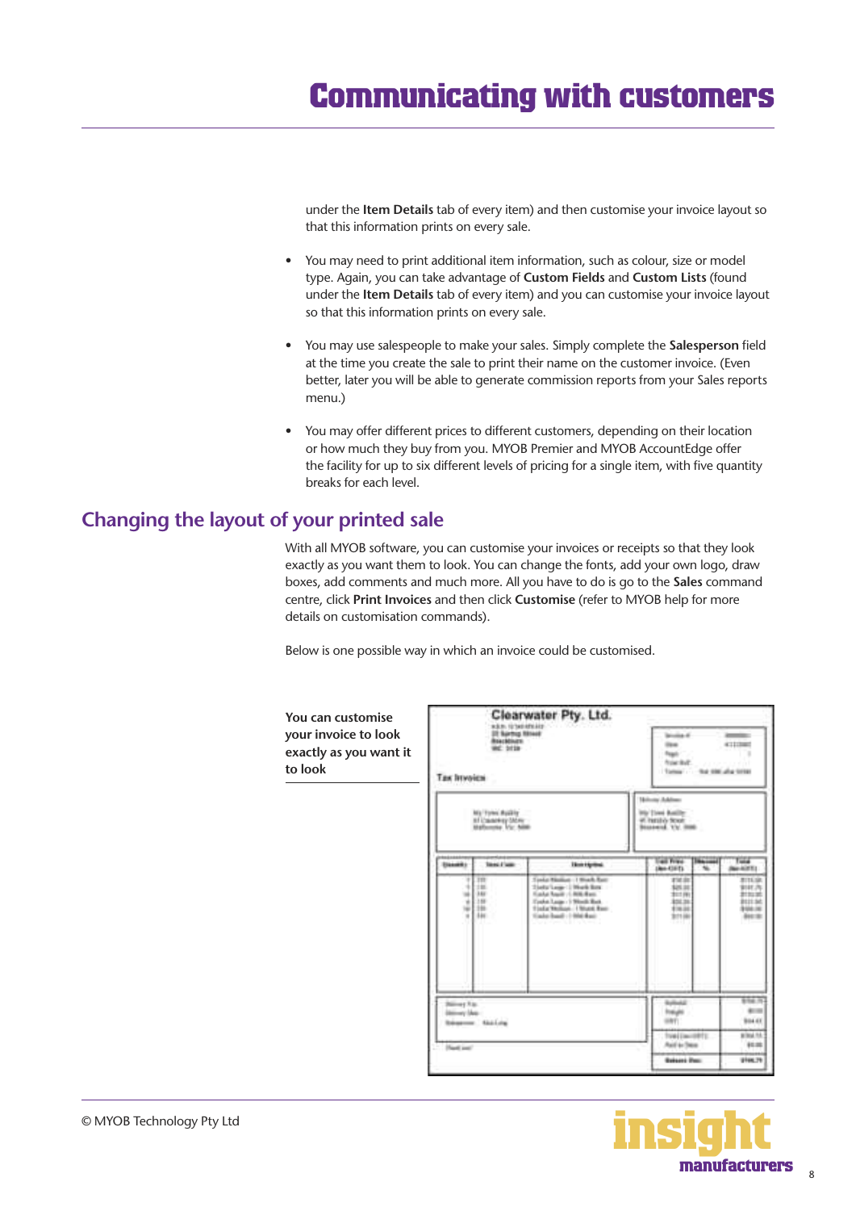under the **Item Details** tab of every item) and then customise your invoice layout so that this information prints on every sale.

- You may need to print additional item information, such as colour, size or model type. Again, you can take advantage of **Custom Fields** and **Custom Lists** (found under the **Item Details** tab of every item) and you can customise your invoice layout so that this information prints on every sale.
- You may use salespeople to make your sales. Simply complete the **Salesperson** field at the time you create the sale to print their name on the customer invoice. (Even better, later you will be able to generate commission reports from your Sales reports menu.)
- You may offer different prices to different customers, depending on their location or how much they buy from you. MYOB Premier and MYOB AccountEdge offer the facility for up to six different levels of pricing for a single item, with five quantity breaks for each level.

## Changing the layout of your printed sale

With all MYOB software, you can customise your invoices or receipts so that they look exactly as you want them to look. You can change the fonts, add your own logo, draw boxes, add comments and much more. All you have to do is go to the **Sales** command centre, click **Print Invoices** and then click **Customise** (refer to MYOB help for more details on customisation commands).

Below is one possible way in which an invoice could be customised.

**You can customise your invoice to look exactly as you want it to look**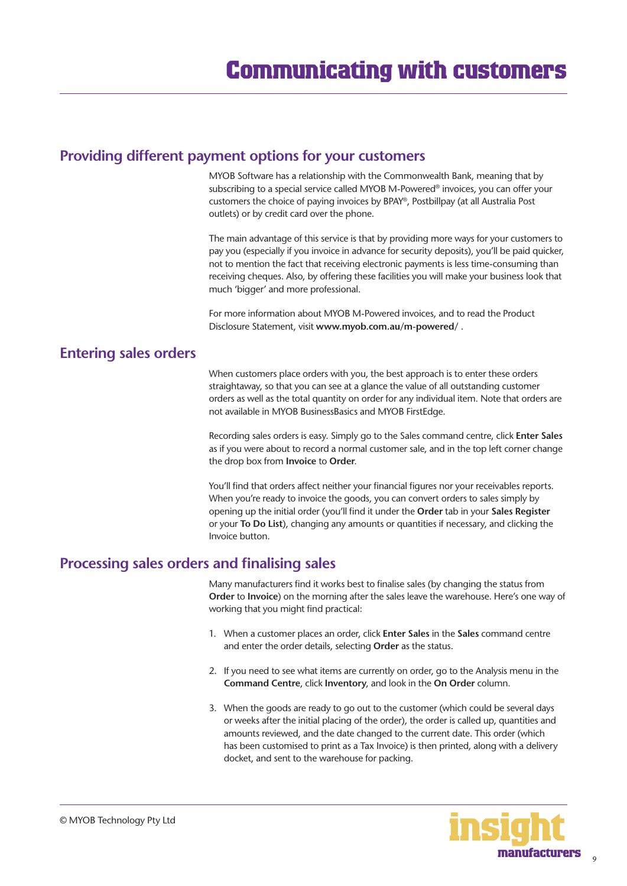# Communicating with customers

## Providing different payment options for your customers

MYOB Software has a relationship with the Commonwealth Bank, meaning that by subscribing to a special service called MYOB M-Powered® invoices, you can offer your customers the choice of paying invoices by BPAY®, Postbillpay (at all Australia Post outlets) or by credit card over the phone.

The main advantage of this service is that by providing more ways for your customers to pay you (especially if you invoice in advance for security deposits), you'll be paid quicker, not to mention the fact that receiving electronic payments is less time-consuming than receiving cheques. Also, by offering these facilities you will make your business look that much 'bigger' and more professional.

For more information about MYOB M-Powered invoices, and to read the Product Disclosure Statement, visit **www.myob.com.au/m-powered/** .

## Entering sales orders

When customers place orders with you, the best approach is to enter these orders straightaway, so that you can see at a glance the value of all outstanding customer orders as well as the total quantity on order for any individual item. Note that orders are not available in MYOB BusinessBasics and MYOB FirstEdge.

Recording sales orders is easy. Simply go to the Sales command centre, click **Enter Sales** as if you were about to record a normal customer sale, and in the top left corner change the drop box from **Invoice** to **Order**.

You'll find that orders affect neither your financial figures nor your receivables reports. When you're ready to invoice the goods, you can convert orders to sales simply by opening up the initial order (you'll find it under the **Order** tab in your **Sales Register** or your **To Do List**), changing any amounts or quantities if necessary, and clicking the Invoice button.

## Processing sales orders and finalising sales

Many manufacturers find it works best to finalise sales (by changing the status from **Order** to **Invoice**) on the morning after the sales leave the warehouse. Here's one way of working that you might find practical:

1. When a customer places an order, click **Enter Sales** in the **Sales** command centre and enter the order details, selecting **Order** as the status.
2. If you need to see what items are currently on order, go to the Analysis menu in the **Command Centre**, click **Inventory**, and look in the **On Order** column.
3. When the goods are ready to go out to the customer (which could be several days or weeks after the initial placing of the order), the order is called up, quantities and amounts reviewed, and the date changed to the current date. This order (which has been customised to print as a Tax Invoice) is then printed, along with a delivery docket, and sent to the warehouse for packing.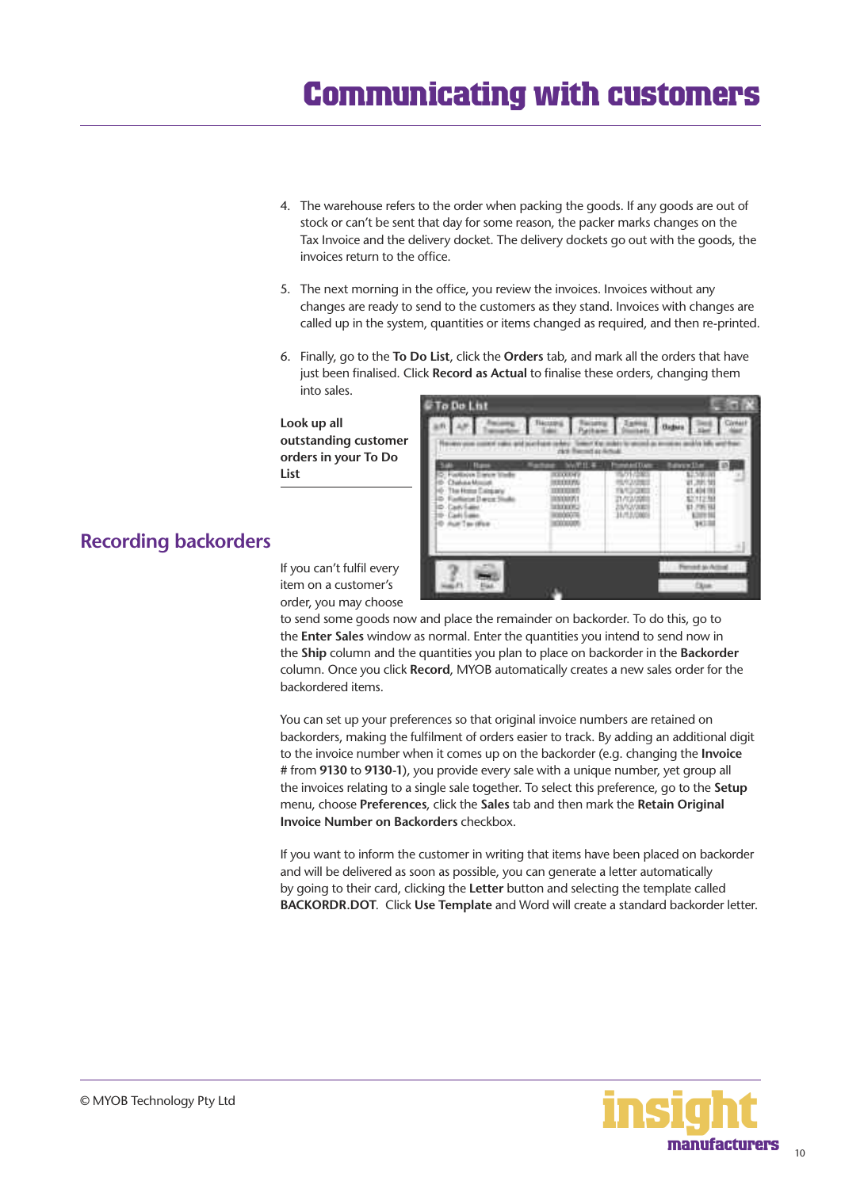4. The warehouse refers to the order when packing the goods. If any goods are out of stock or can't be sent that day for some reason, the packer marks changes on the Tax Invoice and the delivery docket. The delivery dockets go out with the goods, the invoices return to the office.

5. The next morning in the office, you review the invoices. Invoices without any changes are ready to send to the customers as they stand. Invoices with changes are called up in the system, quantities or items changed as required, and then re-printed.

6. Finally, go to the **To Do List**, click the **Orders** tab, and mark all the orders that have just been finalised. Click **Record as Actual** to finalise these orders, changing them into sales.

**Look up all outstanding customer orders in your To Do List**

## Recording backorders

If you can't fulfil every item on a customer's order, you may choose to send some goods now and place the remainder on backorder. To do this, go to the **Enter Sales** window as normal. Enter the quantities you intend to send now in the **Ship** column and the quantities you plan to place on backorder in the **Backorder** column. Once you click **Record**, MYOB automatically creates a new sales order for the backordered items.

You can set up your preferences so that original invoice numbers are retained on backorders, making the fulfilment of orders easier to track. By adding an additional digit to the invoice number when it comes up on the backorder (e.g. changing the **Invoice #** from **9130** to **9130-1**), you provide every sale with a unique number, yet group all the invoices relating to a single sale together. To select this preference, go to the **Setup** menu, choose **Preferences**, click the **Sales** tab and then mark the **Retain Original Invoice Number on Backorders** checkbox.

If you want to inform the customer in writing that items have been placed on backorder and will be delivered as soon as possible, you can generate a letter automatically by going to their card, clicking the **Letter** button and selecting the template called **BACKORDR.DOT**. Click **Use Template** and Word will create a standard backorder letter.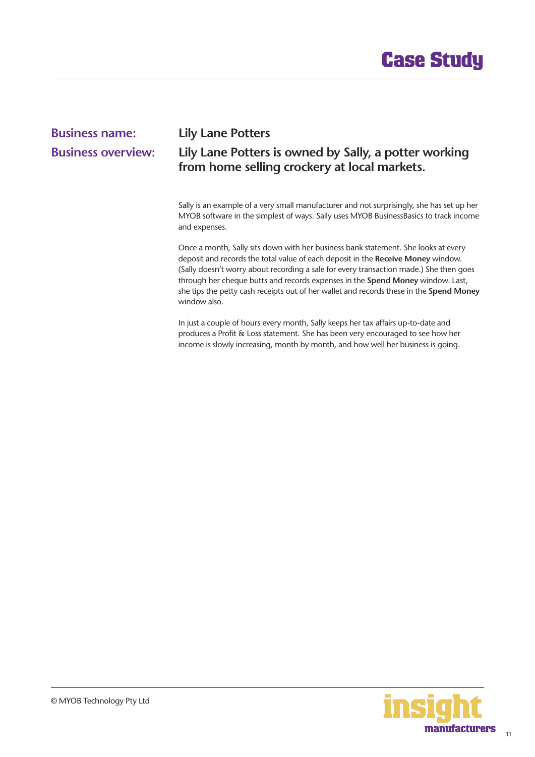# Case Study

**Business name:** Lily Lane Potters

**Business overview:** Lily Lane Potters is owned by Sally, a potter working from home selling crockery at local markets.

Sally is an example of a very small manufacturer and not surprisingly, she has set up her MYOB software in the simplest of ways. Sally uses MYOB BusinessBasics to track income and expenses.

Once a month, Sally sits down with her business bank statement. She looks at every deposit and records the total value of each deposit in the **Receive Money** window. (Sally doesn't worry about recording a sale for every transaction made.) She then goes through her cheque butts and records expenses in the **Spend Money** window. Last, she tips the petty cash receipts out of her wallet and records these in the **Spend Money** window also.

In just a couple of hours every month, Sally keeps her tax affairs up-to-date and produces a Profit & Loss statement. She has been very encouraged to see how her income is slowly increasing, month by month, and how well her business is going.

© MYOB Technology Pty Ltd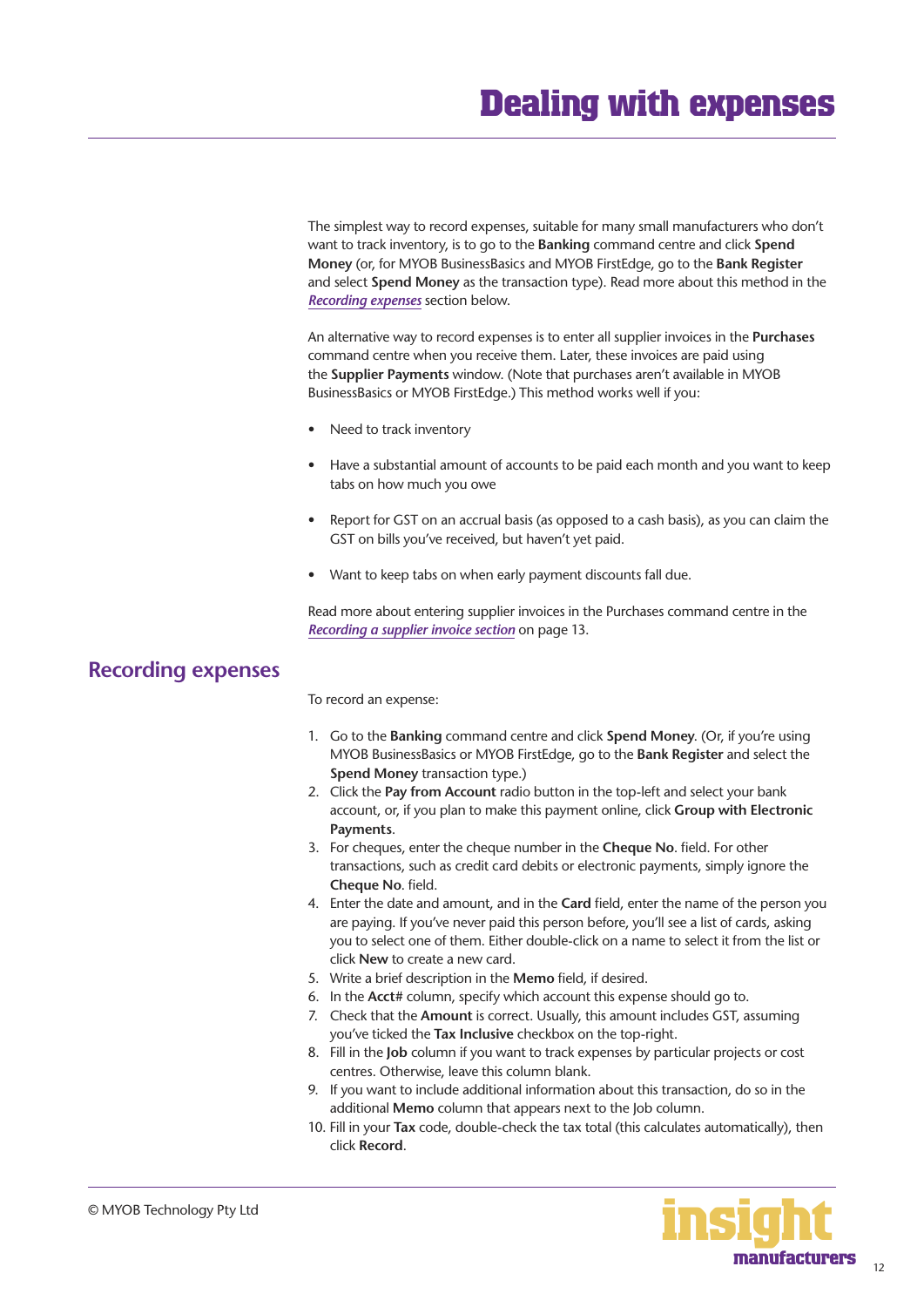# Dealing with expenses

The simplest way to record expenses, suitable for many small manufacturers who don't want to track inventory, is to go to the **Banking** command centre and click **Spend Money** (or, for MYOB BusinessBasics and MYOB FirstEdge, go to the **Bank Register** and select **Spend Money** as the transaction type). Read more about this method in the *Recording expenses* section below.

An alternative way to record expenses is to enter all supplier invoices in the **Purchases** command centre when you receive them. Later, these invoices are paid using the **Supplier Payments** window. (Note that purchases aren't available in MYOB BusinessBasics or MYOB FirstEdge.) This method works well if you:

- Need to track inventory
- Have a substantial amount of accounts to be paid each month and you want to keep tabs on how much you owe
- Report for GST on an accrual basis (as opposed to a cash basis), as you can claim the GST on bills you've received, but haven't yet paid.
- Want to keep tabs on when early payment discounts fall due.

Read more about entering supplier invoices in the Purchases command centre in the *Recording a supplier invoice section* on page 13.

## Recording expenses

To record an expense:

1. Go to the **Banking** command centre and click **Spend Money**. (Or, if you're using MYOB BusinessBasics or MYOB FirstEdge, go to the **Bank Register** and select the **Spend Money** transaction type.)
2. Click the **Pay from Account** radio button in the top-left and select your bank account, or, if you plan to make this payment online, click **Group with Electronic Payments**.
3. For cheques, enter the cheque number in the **Cheque No**. field. For other transactions, such as credit card debits or electronic payments, simply ignore the **Cheque No**. field.
4. Enter the date and amount, and in the **Card** field, enter the name of the person you are paying. If you've never paid this person before, you'll see a list of cards, asking you to select one of them. Either double-click on a name to select it from the list or click **New** to create a new card.
5. Write a brief description in the **Memo** field, if desired.
6. In the **Acct#** column, specify which account this expense should go to.
7. Check that the **Amount** is correct. Usually, this amount includes GST, assuming you've ticked the **Tax Inclusive** checkbox on the top-right.
8. Fill in the **Job** column if you want to track expenses by particular projects or cost centres. Otherwise, leave this column blank.
9. If you want to include additional information about this transaction, do so in the additional **Memo** column that appears next to the Job column.
10. Fill in your **Tax** code, double-check the tax total (this calculates automatically), then click **Record**.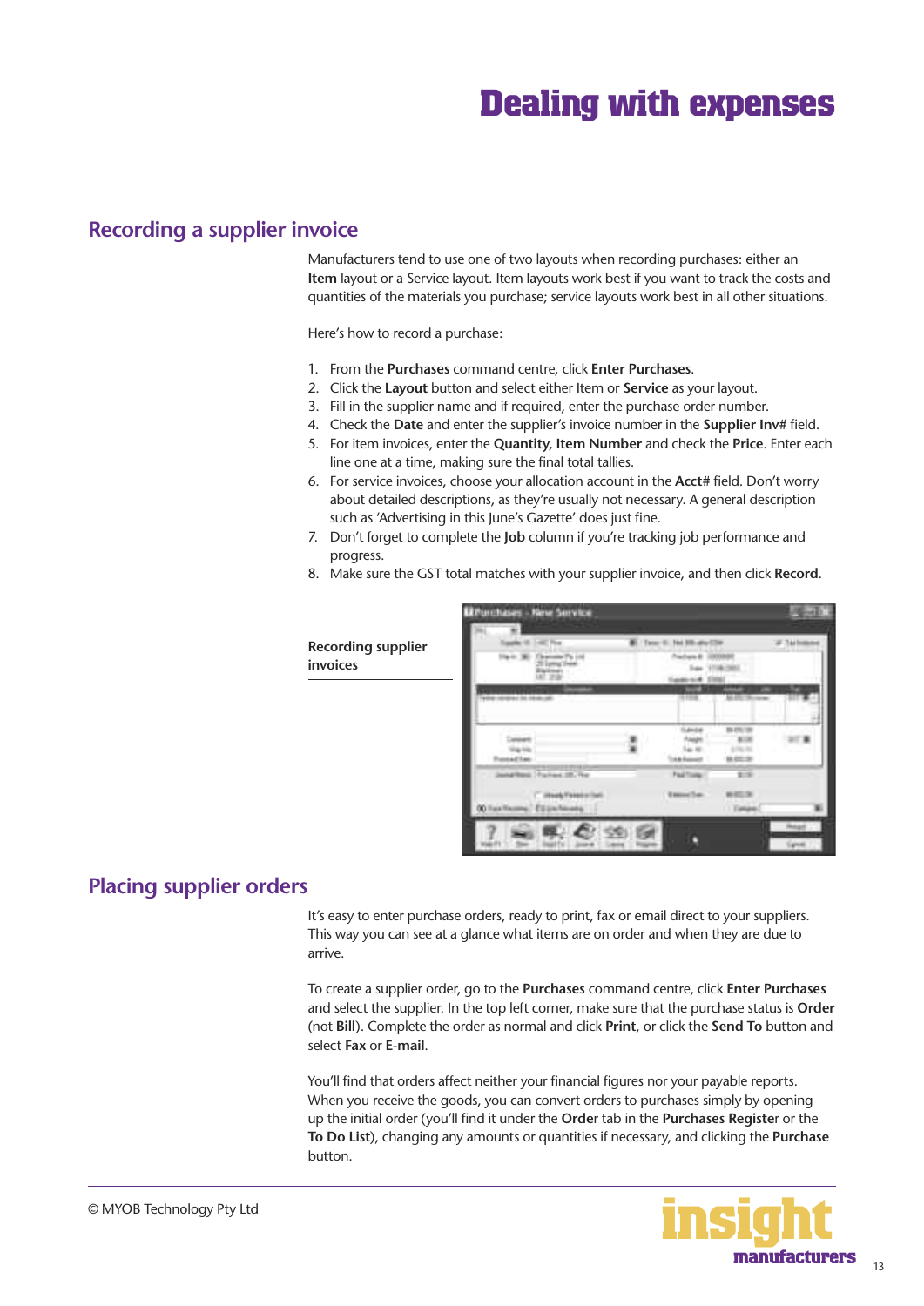# Dealing with expenses

## Recording a supplier invoice

Manufacturers tend to use one of two layouts when recording purchases: either an **Item** layout or a Service layout. Item layouts work best if you want to track the costs and quantities of the materials you purchase; service layouts work best in all other situations.

Here's how to record a purchase:

1. From the **Purchases** command centre, click **Enter Purchases**.
2. Click the **Layout** button and select either Item or **Service** as your layout.
3. Fill in the supplier name and if required, enter the purchase order number.
4. Check the **Date** and enter the supplier's invoice number in the **Supplier Inv#** field.
5. For item invoices, enter the **Quantity**, **Item Number** and check the **Price**. Enter each line one at a time, making sure the final total tallies.
6. For service invoices, choose your allocation account in the **Acct#** field. Don't worry about detailed descriptions, as they're usually not necessary. A general description such as 'Advertising in this June's Gazette' does just fine.
7. Don't forget to complete the **Job** column if you're tracking job performance and progress.
8. Make sure the GST total matches with your supplier invoice, and then click **Record**.

**Recording supplier invoices**

## Placing supplier orders

It's easy to enter purchase orders, ready to print, fax or email direct to your suppliers. This way you can see at a glance what items are on order and when they are due to arrive.

To create a supplier order, go to the **Purchases** command centre, click **Enter Purchases** and select the supplier. In the top left corner, make sure that the purchase status is **Order** (not **Bill**). Complete the order as normal and click **Print**, or click the **Send To** button and select **Fax** or **E-mail**.

You'll find that orders affect neither your financial figures nor your payable reports. When you receive the goods, you can convert orders to purchases simply by opening up the initial order (you'll find it under the **Order** tab in the **Purchases Register** or the **To Do List**), changing any amounts or quantities if necessary, and clicking the **Purchase** button.

© MYOB Technology Pty Ltd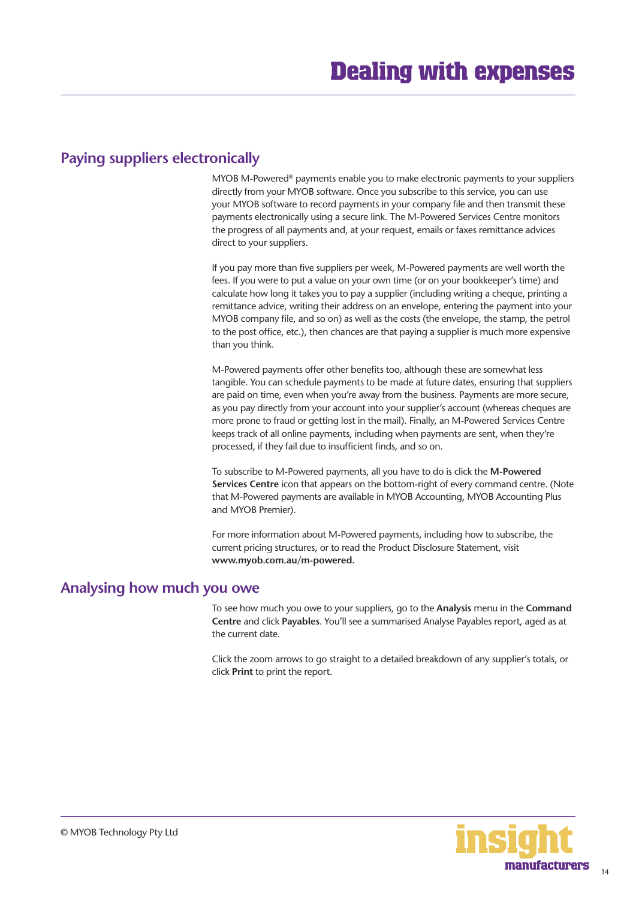# Dealing with expenses

## Paying suppliers electronically

MYOB M-Powered® payments enable you to make electronic payments to your suppliers directly from your MYOB software. Once you subscribe to this service, you can use your MYOB software to record payments in your company file and then transmit these payments electronically using a secure link. The M-Powered Services Centre monitors the progress of all payments and, at your request, emails or faxes remittance advices direct to your suppliers.

If you pay more than five suppliers per week, M-Powered payments are well worth the fees. If you were to put a value on your own time (or on your bookkeeper's time) and calculate how long it takes you to pay a supplier (including writing a cheque, printing a remittance advice, writing their address on an envelope, entering the payment into your MYOB company file, and so on) as well as the costs (the envelope, the stamp, the petrol to the post office, etc.), then chances are that paying a supplier is much more expensive than you think.

M-Powered payments offer other benefits too, although these are somewhat less tangible. You can schedule payments to be made at future dates, ensuring that suppliers are paid on time, even when you're away from the business. Payments are more secure, as you pay directly from your account into your supplier's account (whereas cheques are more prone to fraud or getting lost in the mail). Finally, an M-Powered Services Centre keeps track of all online payments, including when payments are sent, when they're processed, if they fail due to insufficient finds, and so on.

To subscribe to M-Powered payments, all you have to do is click the **M-Powered Services Centre** icon that appears on the bottom-right of every command centre. (Note that M-Powered payments are available in MYOB Accounting, MYOB Accounting Plus and MYOB Premier).

For more information about M-Powered payments, including how to subscribe, the current pricing structures, or to read the Product Disclosure Statement, visit **www.myob.com.au/m-powered.**

## Analysing how much you owe

To see how much you owe to your suppliers, go to the **Analysis** menu in the **Command Centre** and click **Payables**. You'll see a summarised Analyse Payables report, aged as at the current date.

Click the zoom arrows to go straight to a detailed breakdown of any supplier's totals, or click **Print** to print the report.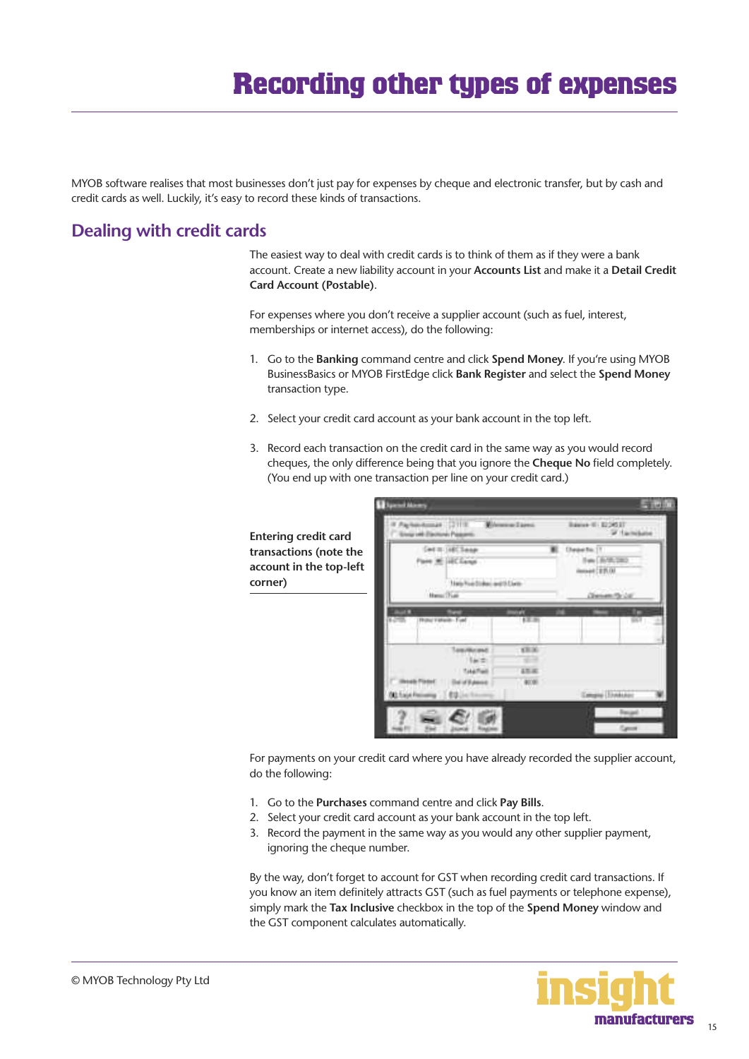# Recording other types of expenses

MYOB software realises that most businesses don't just pay for expenses by cheque and electronic transfer, but by cash and credit cards as well. Luckily, it's easy to record these kinds of transactions.

## Dealing with credit cards

The easiest way to deal with credit cards is to think of them as if they were a bank account. Create a new liability account in your **Accounts List** and make it a **Detail Credit Card Account (Postable)**.

For expenses where you don't receive a supplier account (such as fuel, interest, memberships or internet access), do the following:

1. Go to the **Banking** command centre and click **Spend Money**. If you're using MYOB BusinessBasics or MYOB FirstEdge click **Bank Register** and select the **Spend Money** transaction type.

2. Select your credit card account as your bank account in the top left.

3. Record each transaction on the credit card in the same way as you would record cheques, the only difference being that you ignore the **Cheque No** field completely. (You end up with one transaction per line on your credit card.)

**Entering credit card transactions (note the account in the top-left corner)**

For payments on your credit card where you have already recorded the supplier account, do the following:

1. Go to the **Purchases** command centre and click **Pay Bills**.
2. Select your credit card account as your bank account in the top left.
3. Record the payment in the same way as you would any other supplier payment, ignoring the cheque number.

By the way, don't forget to account for GST when recording credit card transactions. If you know an item definitely attracts GST (such as fuel payments or telephone expense), simply mark the **Tax Inclusive** checkbox in the top of the **Spend Money** window and the GST component calculates automatically.

© MYOB Technology Pty Ltd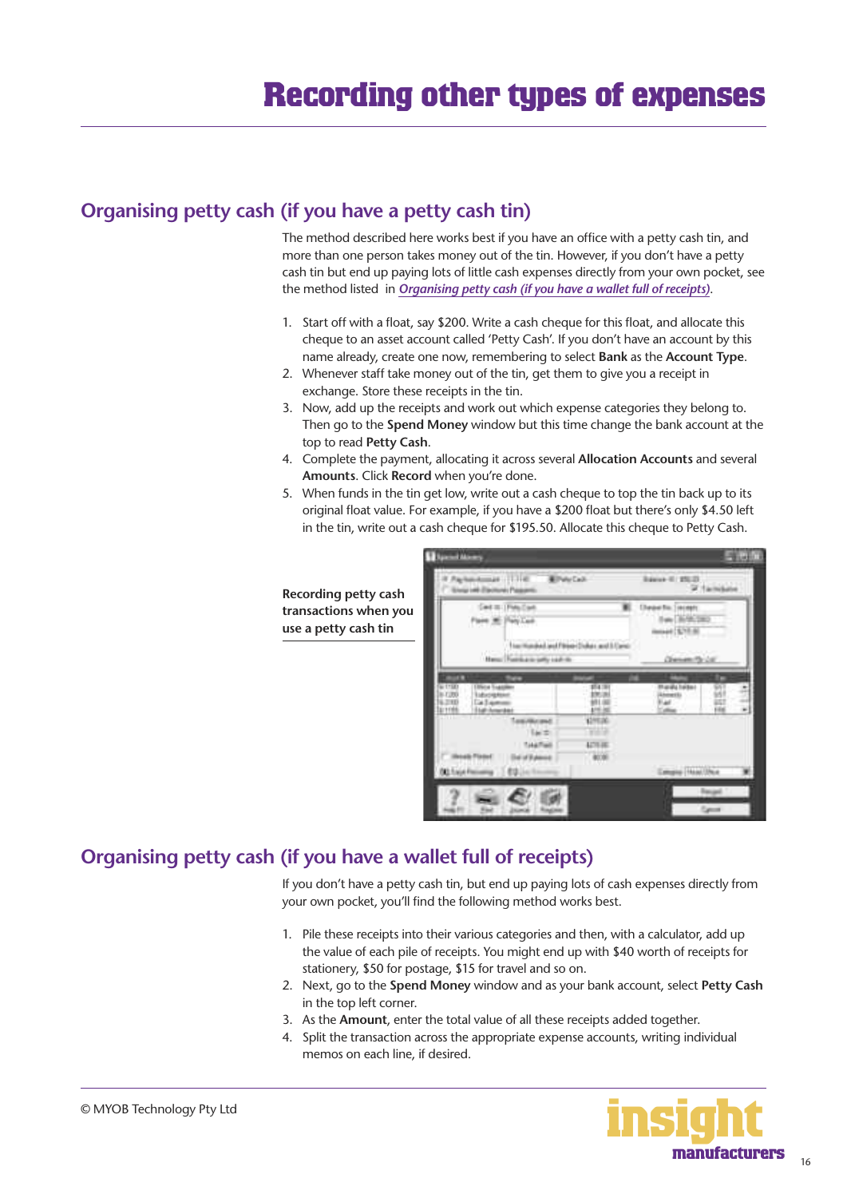# Recording other types of expenses

## Organising petty cash (if you have a petty cash tin)

The method described here works best if you have an office with a petty cash tin, and more than one person takes money out of the tin. However, if you don't have a petty cash tin but end up paying lots of little cash expenses directly from your own pocket, see the method listed in *Organising petty cash (if you have a wallet full of receipts)*.

1. Start off with a float, say $200. Write a cash cheque for this float, and allocate this cheque to an asset account called 'Petty Cash'. If you don't have an account by this name already, create one now, remembering to select **Bank** as the **Account Type**.
2. Whenever staff take money out of the tin, get them to give you a receipt in exchange. Store these receipts in the tin.
3. Now, add up the receipts and work out which expense categories they belong to. Then go to the **Spend Money** window but this time change the bank account at the top to read **Petty Cash**.
4. Complete the payment, allocating it across several **Allocation Accounts** and several **Amounts**. Click **Record** when you're done.
5. When funds in the tin get low, write out a cash cheque to top the tin back up to its original float value. For example, if you have a $200 float but there's only $4.50 left in the tin, write out a cash cheque for $195.50. Allocate this cheque to Petty Cash.

**Recording petty cash transactions when you use a petty cash tin**

## Organising petty cash (if you have a wallet full of receipts)

If you don't have a petty cash tin, but end up paying lots of cash expenses directly from your own pocket, you'll find the following method works best.

1. Pile these receipts into their various categories and then, with a calculator, add up the value of each pile of receipts. You might end up with $40 worth of receipts for stationery, $50 for postage, $15 for travel and so on.
2. Next, go to the **Spend Money** window and as your bank account, select **Petty Cash** in the top left corner.
3. As the **Amount**, enter the total value of all these receipts added together.
4. Split the transaction across the appropriate expense accounts, writing individual memos on each line, if desired.

© MYOB Technology Pty Ltd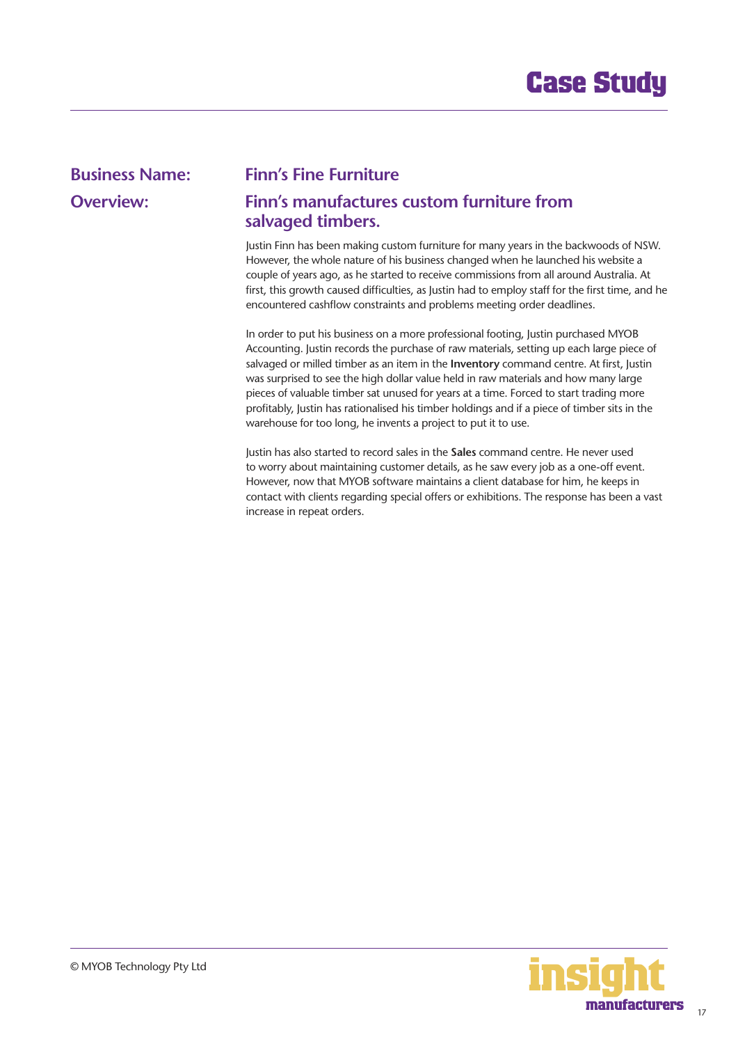# Case Study

**Business Name:** Finn's Fine Furniture

**Overview:**

## Finn's manufactures custom furniture from salvaged timbers.

Justin Finn has been making custom furniture for many years in the backwoods of NSW. However, the whole nature of his business changed when he launched his website a couple of years ago, as he started to receive commissions from all around Australia. At first, this growth caused difficulties, as Justin had to employ staff for the first time, and he encountered cashflow constraints and problems meeting order deadlines.

In order to put his business on a more professional footing, Justin purchased MYOB Accounting. Justin records the purchase of raw materials, setting up each large piece of salvaged or milled timber as an item in the **Inventory** command centre. At first, Justin was surprised to see the high dollar value held in raw materials and how many large pieces of valuable timber sat unused for years at a time. Forced to start trading more profitably, Justin has rationalised his timber holdings and if a piece of timber sits in the warehouse for too long, he invents a project to put it to use.

Justin has also started to record sales in the **Sales** command centre. He never used to worry about maintaining customer details, as he saw every job as a one-off event. However, now that MYOB software maintains a client database for him, he keeps in contact with clients regarding special offers or exhibitions. The response has been a vast increase in repeat orders.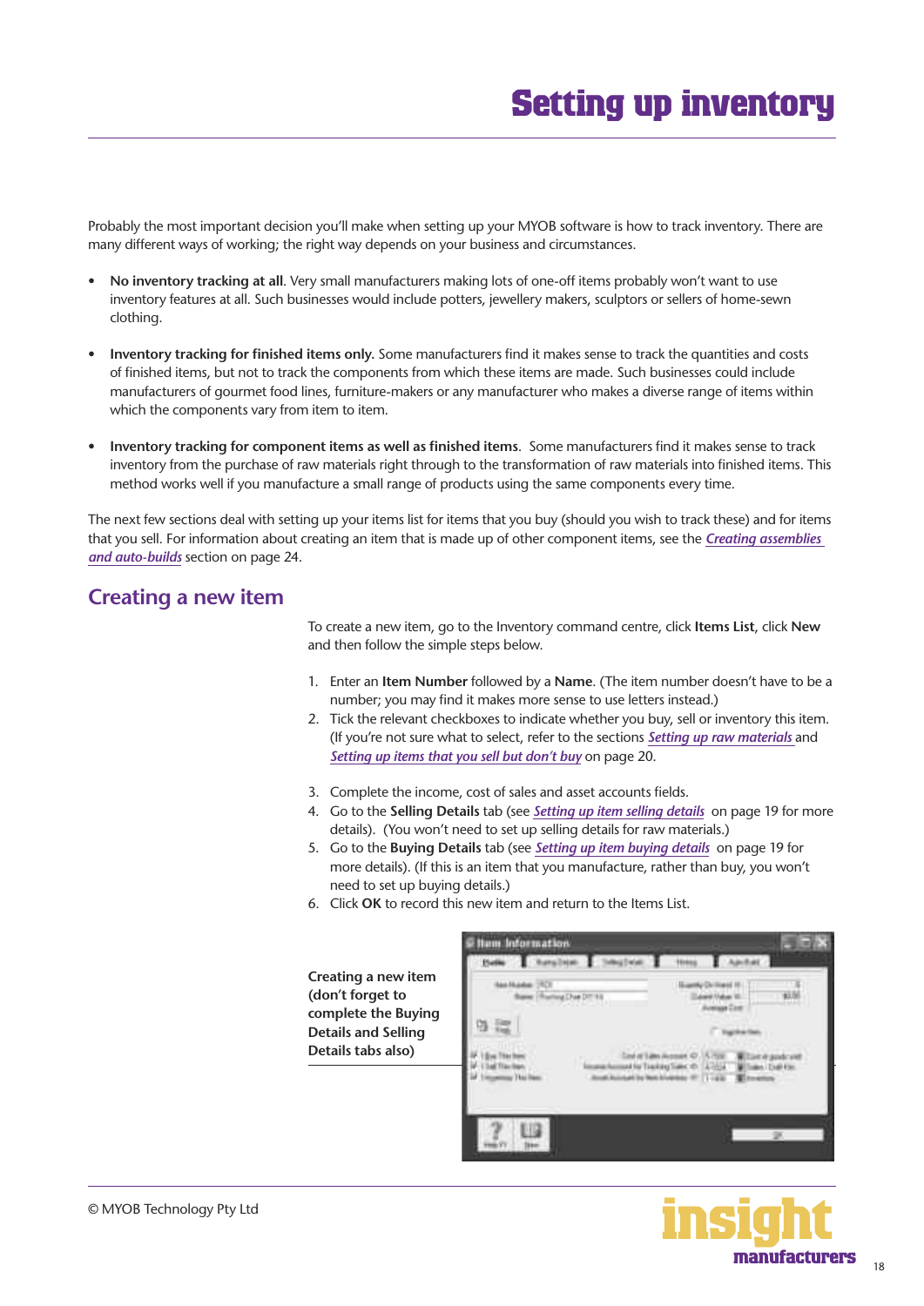# Setting up inventory

Probably the most important decision you'll make when setting up your MYOB software is how to track inventory. There are many different ways of working; the right way depends on your business and circumstances.

- **No inventory tracking at all**. Very small manufacturers making lots of one-off items probably won't want to use inventory features at all. Such businesses would include potters, jewellery makers, sculptors or sellers of home-sewn clothing.
- **Inventory tracking for finished items only.** Some manufacturers find it makes sense to track the quantities and costs of finished items, but not to track the components from which these items are made. Such businesses could include manufacturers of gourmet food lines, furniture-makers or any manufacturer who makes a diverse range of items within which the components vary from item to item.
- **Inventory tracking for component items as well as finished items**. Some manufacturers find it makes sense to track inventory from the purchase of raw materials right through to the transformation of raw materials into finished items. This method works well if you manufacture a small range of products using the same components every time.

The next few sections deal with setting up your items list for items that you buy (should you wish to track these) and for items that you sell. For information about creating an item that is made up of other component items, see the ***Creating assemblies and auto-builds*** section on page 24.

## Creating a new item

To create a new item, go to the Inventory command centre, click **Items List**, click **New** and then follow the simple steps below.

1. Enter an **Item Number** followed by a **Name**. (The item number doesn't have to be a number; you may find it makes more sense to use letters instead.)
2. Tick the relevant checkboxes to indicate whether you buy, sell or inventory this item. (If you're not sure what to select, refer to the sections ***Setting up raw materials*** and ***Setting up items that you sell but don't buy*** on page 20.)
3. Complete the income, cost of sales and asset accounts fields.
4. Go to the **Selling Details** tab (see ***Setting up item selling details*** on page 19 for more details). (You won't need to set up selling details for raw materials.)
5. Go to the **Buying Details** tab (see ***Setting up item buying details*** on page 19 for more details). (If this is an item that you manufacture, rather than buy, you won't need to set up buying details.)
6. Click **OK** to record this new item and return to the Items List.

**Creating a new item (don't forget to complete the Buying Details and Selling Details tabs also)**

© MYOB Technology Pty Ltd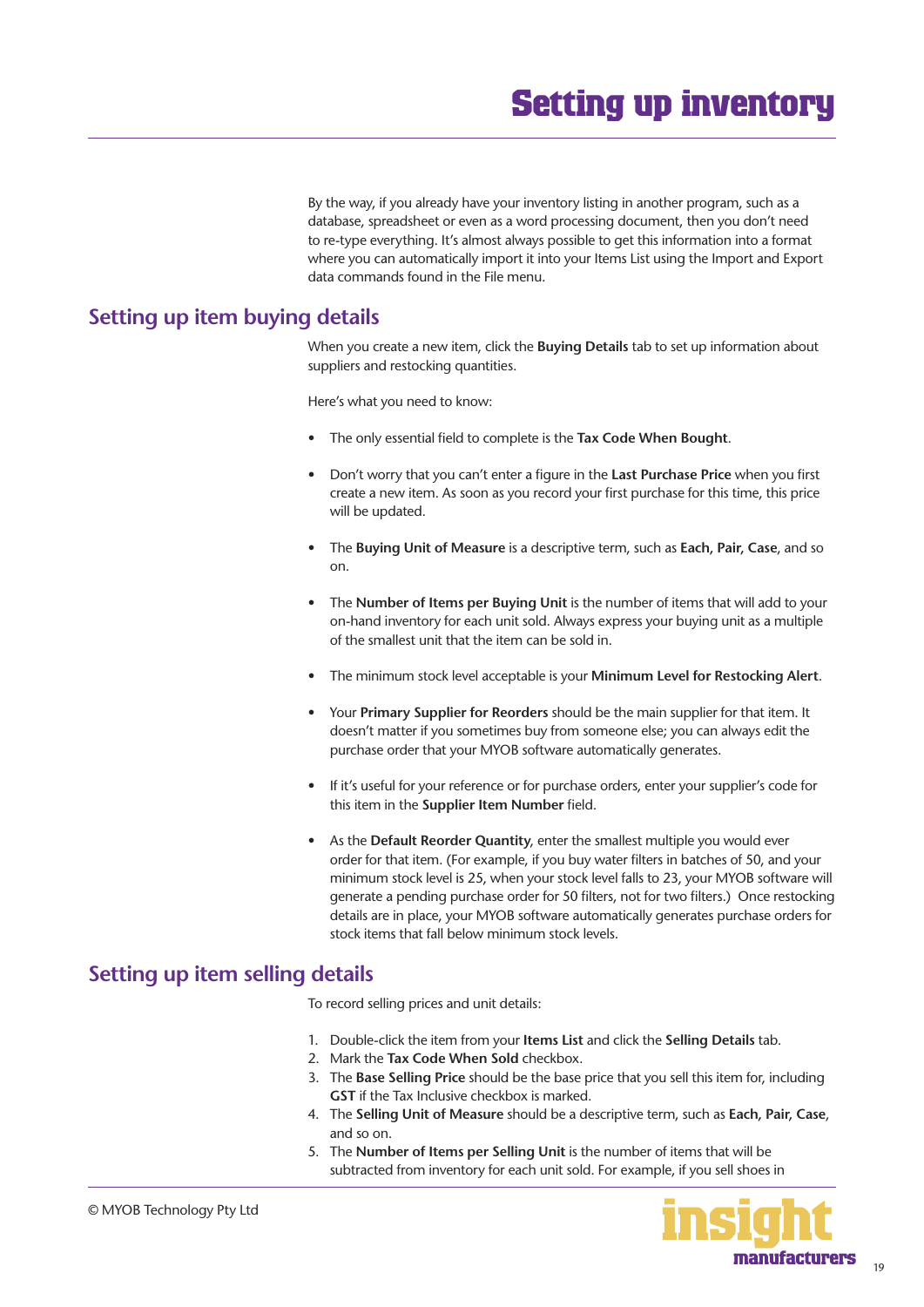By the way, if you already have your inventory listing in another program, such as a database, spreadsheet or even as a word processing document, then you don't need to re-type everything. It's almost always possible to get this information into a format where you can automatically import it into your Items List using the Import and Export data commands found in the File menu.

## Setting up item buying details

When you create a new item, click the **Buying Details** tab to set up information about suppliers and restocking quantities.

Here's what you need to know:

- The only essential field to complete is the **Tax Code When Bought**.
- Don't worry that you can't enter a figure in the **Last Purchase Price** when you first create a new item. As soon as you record your first purchase for this time, this price will be updated.
- The **Buying Unit of Measure** is a descriptive term, such as **Each, Pair, Case**, and so on.
- The **Number of Items per Buying Unit** is the number of items that will add to your on-hand inventory for each unit sold. Always express your buying unit as a multiple of the smallest unit that the item can be sold in.
- The minimum stock level acceptable is your **Minimum Level for Restocking Alert**.
- Your **Primary Supplier for Reorders** should be the main supplier for that item. It doesn't matter if you sometimes buy from someone else; you can always edit the purchase order that your MYOB software automatically generates.
- If it's useful for your reference or for purchase orders, enter your supplier's code for this item in the **Supplier Item Number** field.
- As the **Default Reorder Quantity**, enter the smallest multiple you would ever order for that item. (For example, if you buy water filters in batches of 50, and your minimum stock level is 25, when your stock level falls to 23, your MYOB software will generate a pending purchase order for 50 filters, not for two filters.) Once restocking details are in place, your MYOB software automatically generates purchase orders for stock items that fall below minimum stock levels.

## Setting up item selling details

To record selling prices and unit details:

1. Double-click the item from your **Items List** and click the **Selling Details** tab.
2. Mark the **Tax Code When Sold** checkbox.
3. The **Base Selling Price** should be the base price that you sell this item for, including **GST** if the Tax Inclusive checkbox is marked.
4. The **Selling Unit of Measure** should be a descriptive term, such as **Each, Pair, Case**, and so on.
5. The **Number of Items per Selling Unit** is the number of items that will be subtracted from inventory for each unit sold. For example, if you sell shoes in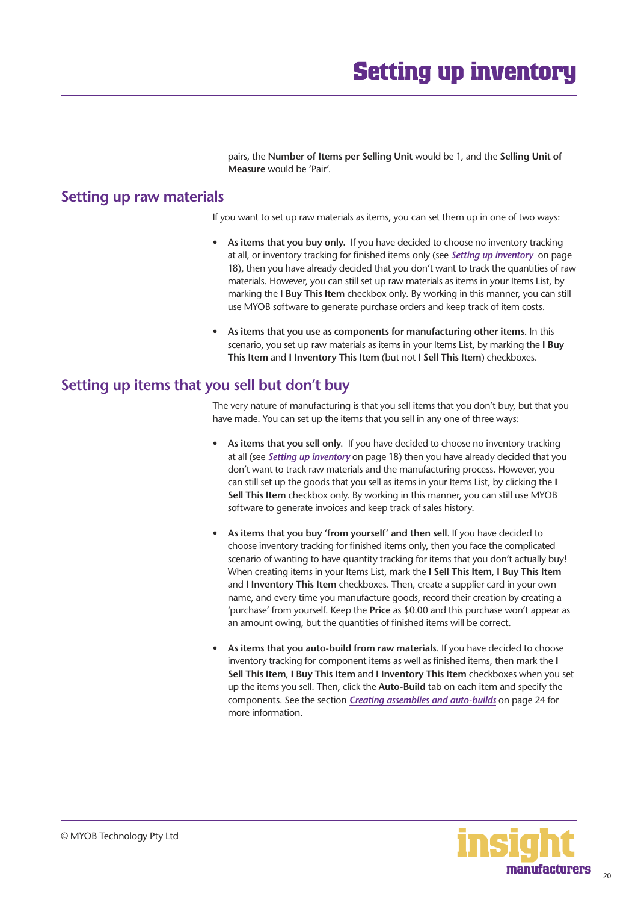pairs, the **Number of Items per Selling Unit** would be 1, and the **Selling Unit of Measure** would be 'Pair'.

## Setting up raw materials

If you want to set up raw materials as items, you can set them up in one of two ways:

- **As items that you buy only.** If you have decided to choose no inventory tracking at all, or inventory tracking for finished items only (see ***Setting up inventory*** on page 18), then you have already decided that you don't want to track the quantities of raw materials. However, you can still set up raw materials as items in your Items List, by marking the **I Buy This Item** checkbox only. By working in this manner, you can still use MYOB software to generate purchase orders and keep track of item costs.

- **As items that you use as components for manufacturing other items.** In this scenario, you set up raw materials as items in your Items List, by marking the **I Buy This Item** and **I Inventory This Item** (but not **I Sell This Item**) checkboxes.

## Setting up items that you sell but don't buy

The very nature of manufacturing is that you sell items that you don't buy, but that you have made. You can set up the items that you sell in any one of three ways:

- **As items that you sell only**. If you have decided to choose no inventory tracking at all (see ***Setting up inventory*** on page 18) then you have already decided that you don't want to track raw materials and the manufacturing process. However, you can still set up the goods that you sell as items in your Items List, by clicking the **I Sell This Item** checkbox only. By working in this manner, you can still use MYOB software to generate invoices and keep track of sales history.

- **As items that you buy 'from yourself' and then sell**. If you have decided to choose inventory tracking for finished items only, then you face the complicated scenario of wanting to have quantity tracking for items that you don't actually buy! When creating items in your Items List, mark the **I Sell This Item**, **I Buy This Item** and **I Inventory This Item** checkboxes. Then, create a supplier card in your own name, and every time you manufacture goods, record their creation by creating a 'purchase' from yourself. Keep the **Price** as $0.00 and this purchase won't appear as an amount owing, but the quantities of finished items will be correct.

- **As items that you auto-build from raw materials**. If you have decided to choose inventory tracking for component items as well as finished items, then mark the **I Sell This Item**, **I Buy This Item** and **I Inventory This Item** checkboxes when you set up the items you sell. Then, click the **Auto-Build** tab on each item and specify the components. See the section ***Creating assemblies and auto-builds*** on page 24 for more information.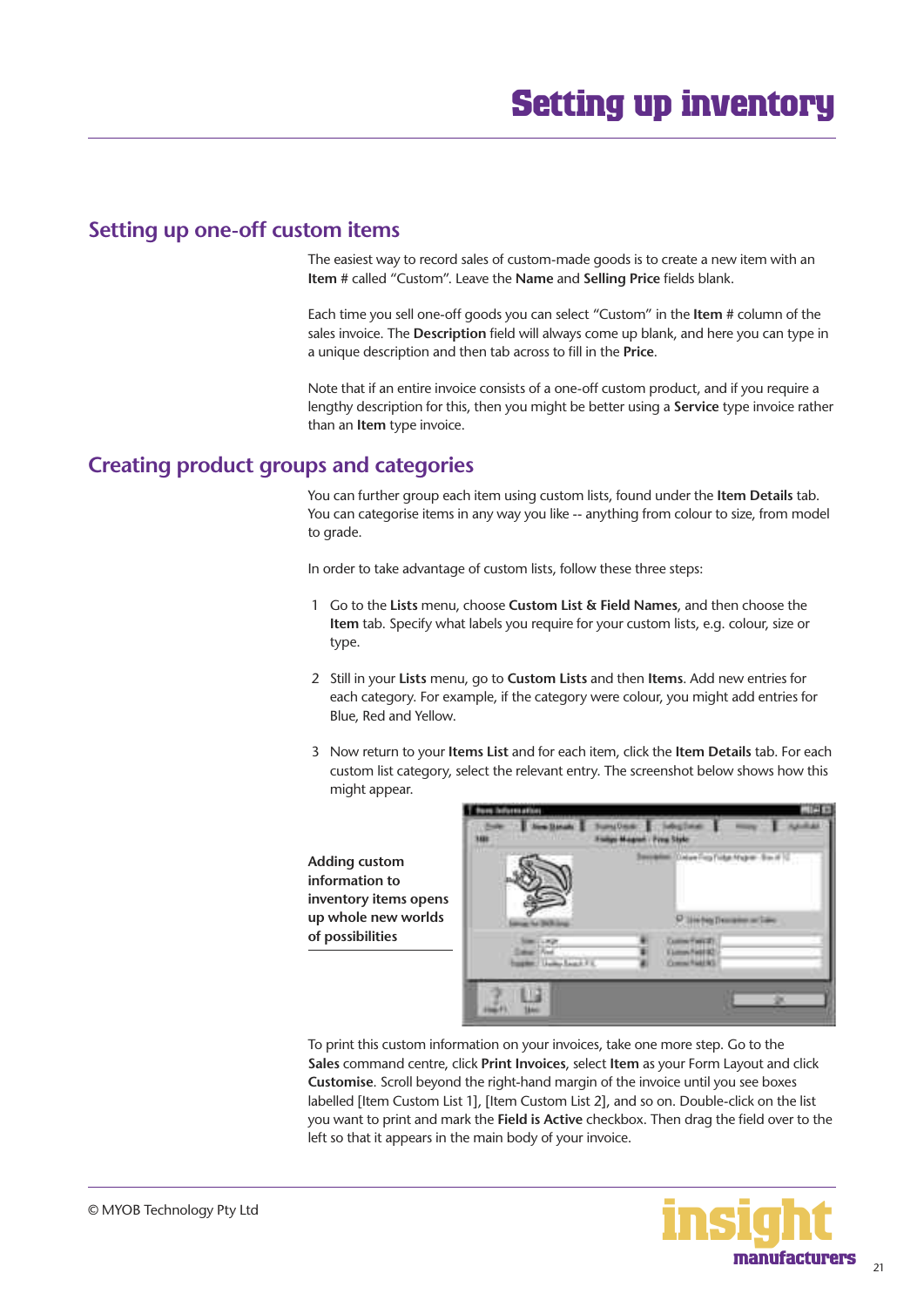# Setting up inventory

## Setting up one-off custom items

The easiest way to record sales of custom-made goods is to create a new item with an **Item** # called "Custom". Leave the **Name** and **Selling Price** fields blank.

Each time you sell one-off goods you can select "Custom" in the **Item** # column of the sales invoice. The **Description** field will always come up blank, and here you can type in a unique description and then tab across to fill in the **Price**.

Note that if an entire invoice consists of a one-off custom product, and if you require a lengthy description for this, then you might be better using a **Service** type invoice rather than an **Item** type invoice.

## Creating product groups and categories

You can further group each item using custom lists, found under the **Item Details** tab. You can categorise items in any way you like -- anything from colour to size, from model to grade.

In order to take advantage of custom lists, follow these three steps:

1. Go to the **Lists** menu, choose **Custom List & Field Names**, and then choose the **Item** tab. Specify what labels you require for your custom lists, e.g. colour, size or type.
2. Still in your **Lists** menu, go to **Custom Lists** and then **Items**. Add new entries for each category. For example, if the category were colour, you might add entries for Blue, Red and Yellow.
3. Now return to your **Items List** and for each item, click the **Item Details** tab. For each custom list category, select the relevant entry. The screenshot below shows how this might appear.

**Adding custom information to inventory items opens up whole new worlds of possibilities**

To print this custom information on your invoices, take one more step. Go to the **Sales** command centre, click **Print Invoices**, select **Item** as your Form Layout and click **Customise**. Scroll beyond the right-hand margin of the invoice until you see boxes labelled [Item Custom List 1], [Item Custom List 2], and so on. Double-click on the list you want to print and mark the **Field is Active** checkbox. Then drag the field over to the left so that it appears in the main body of your invoice.

© MYOB Technology Pty Ltd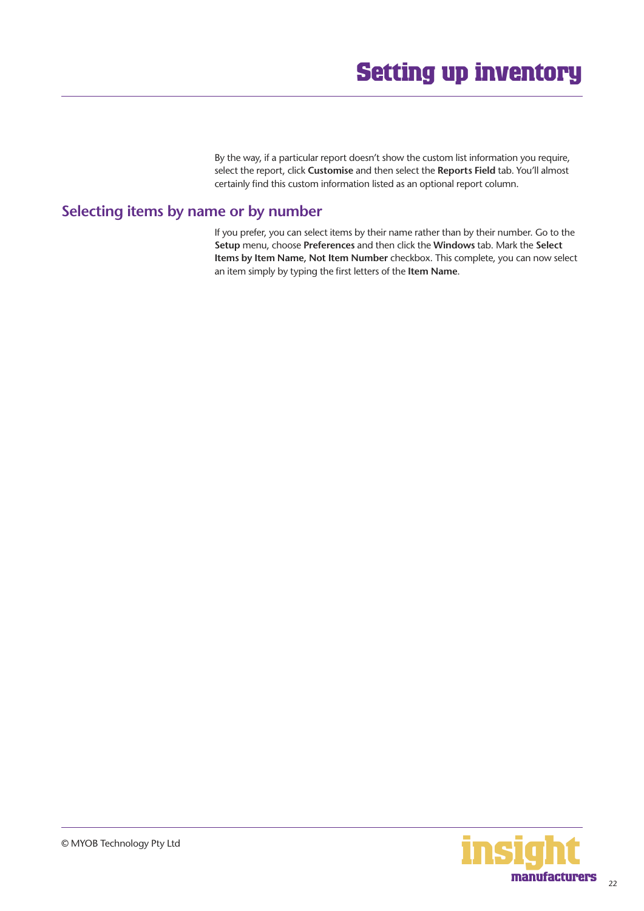By the way, if a particular report doesn't show the custom list information you require, select the report, click **Customise** and then select the **Reports Field** tab. You'll almost certainly find this custom information listed as an optional report column.

## Selecting items by name or by number

If you prefer, you can select items by their name rather than by their number. Go to the **Setup** menu, choose **Preferences** and then click the **Windows** tab. Mark the **Select Items by Item Name, Not Item Number** checkbox. This complete, you can now select an item simply by typing the first letters of the **Item Name**.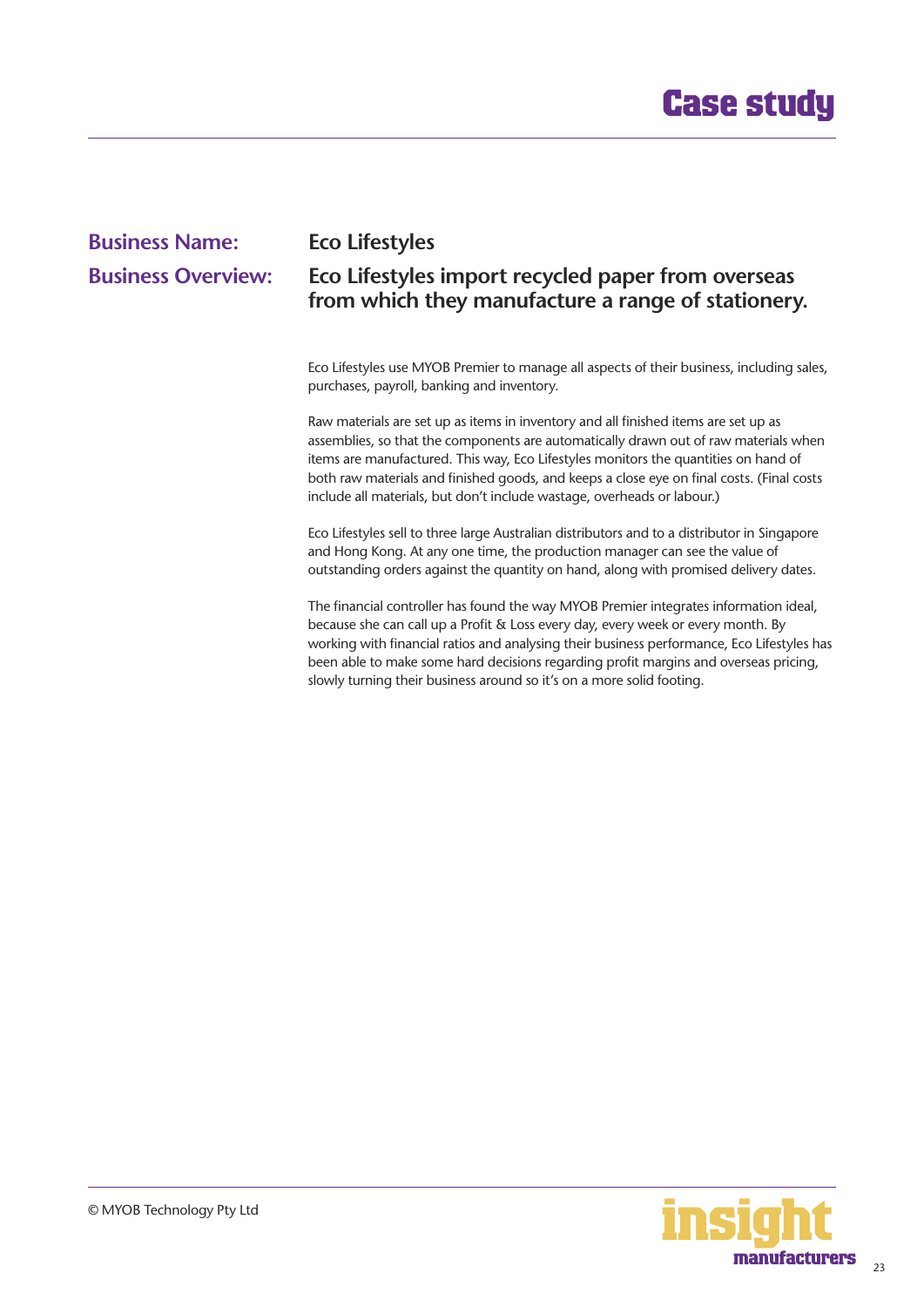# Case study

**Business Name:** Eco Lifestyles

**Business Overview:** Eco Lifestyles import recycled paper from overseas from which they manufacture a range of stationery.

Eco Lifestyles use MYOB Premier to manage all aspects of their business, including sales, purchases, payroll, banking and inventory.

Raw materials are set up as items in inventory and all finished items are set up as assemblies, so that the components are automatically drawn out of raw materials when items are manufactured. This way, Eco Lifestyles monitors the quantities on hand of both raw materials and finished goods, and keeps a close eye on final costs. (Final costs include all materials, but don't include wastage, overheads or labour.)

Eco Lifestyles sell to three large Australian distributors and to a distributor in Singapore and Hong Kong. At any one time, the production manager can see the value of outstanding orders against the quantity on hand, along with promised delivery dates.

The financial controller has found the way MYOB Premier integrates information ideal, because she can call up a Profit & Loss every day, every week or every month. By working with financial ratios and analysing their business performance, Eco Lifestyles has been able to make some hard decisions regarding profit margins and overseas pricing, slowly turning their business around so it's on a more solid footing.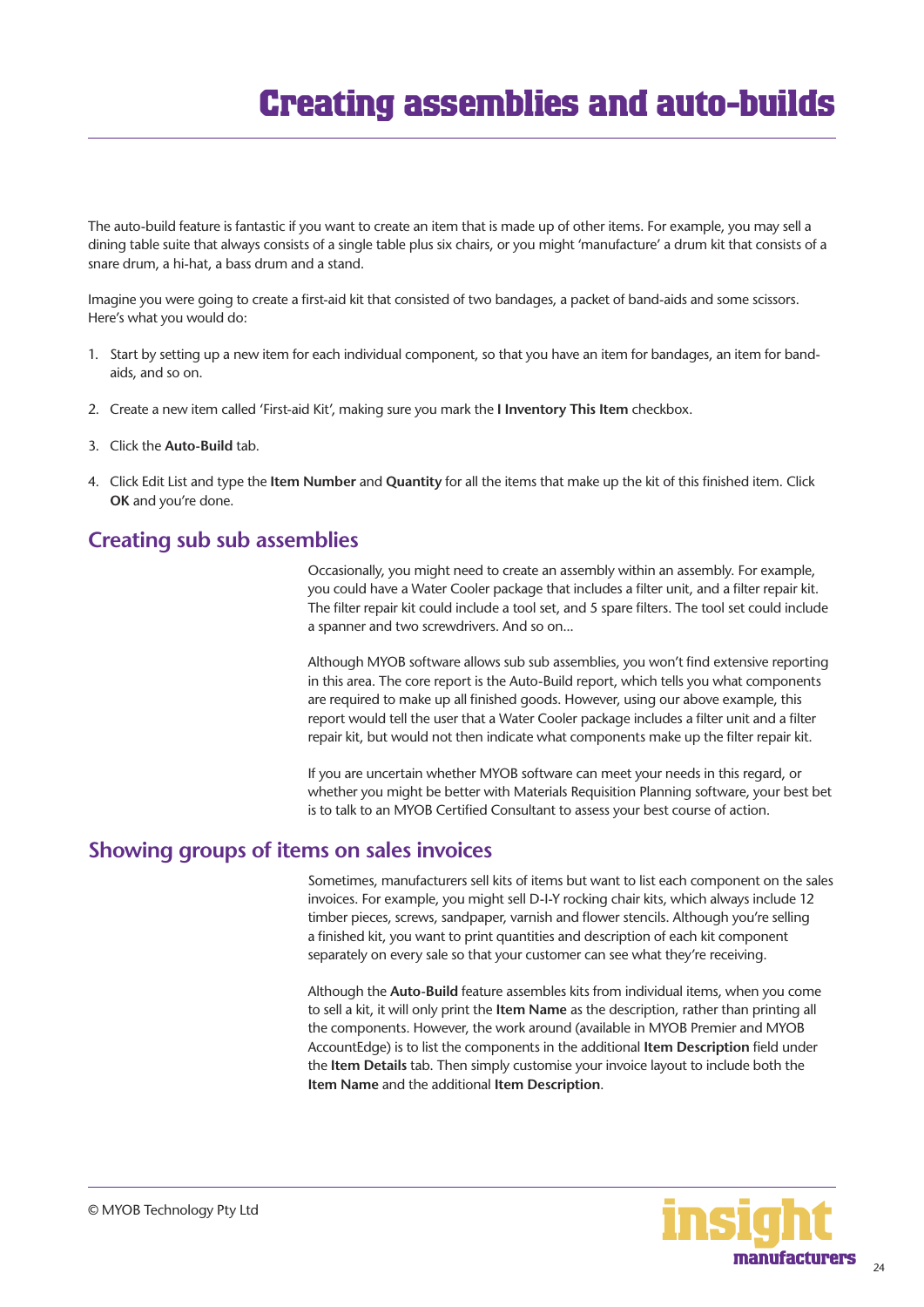# Creating assemblies and auto-builds

The auto-build feature is fantastic if you want to create an item that is made up of other items. For example, you may sell a dining table suite that always consists of a single table plus six chairs, or you might 'manufacture' a drum kit that consists of a snare drum, a hi-hat, a bass drum and a stand.

Imagine you were going to create a first-aid kit that consisted of two bandages, a packet of band-aids and some scissors. Here's what you would do:

1. Start by setting up a new item for each individual component, so that you have an item for bandages, an item for band-aids, and so on.
2. Create a new item called 'First-aid Kit', making sure you mark the **I Inventory This Item** checkbox.
3. Click the **Auto-Build** tab.
4. Click Edit List and type the **Item Number** and **Quantity** for all the items that make up the kit of this finished item. Click **OK** and you're done.

## Creating sub sub assemblies

Occasionally, you might need to create an assembly within an assembly. For example, you could have a Water Cooler package that includes a filter unit, and a filter repair kit. The filter repair kit could include a tool set, and 5 spare filters. The tool set could include a spanner and two screwdrivers. And so on...

Although MYOB software allows sub sub assemblies, you won't find extensive reporting in this area. The core report is the Auto-Build report, which tells you what components are required to make up all finished goods. However, using our above example, this report would tell the user that a Water Cooler package includes a filter unit and a filter repair kit, but would not then indicate what components make up the filter repair kit.

If you are uncertain whether MYOB software can meet your needs in this regard, or whether you might be better with Materials Requisition Planning software, your best bet is to talk to an MYOB Certified Consultant to assess your best course of action.

## Showing groups of items on sales invoices

Sometimes, manufacturers sell kits of items but want to list each component on the sales invoices. For example, you might sell D-I-Y rocking chair kits, which always include 12 timber pieces, screws, sandpaper, varnish and flower stencils. Although you're selling a finished kit, you want to print quantities and description of each kit component separately on every sale so that your customer can see what they're receiving.

Although the **Auto-Build** feature assembles kits from individual items, when you come to sell a kit, it will only print the **Item Name** as the description, rather than printing all the components. However, the work around (available in MYOB Premier and MYOB AccountEdge) is to list the components in the additional **Item Description** field under the **Item Details** tab. Then simply customise your invoice layout to include both the **Item Name** and the additional **Item Description**.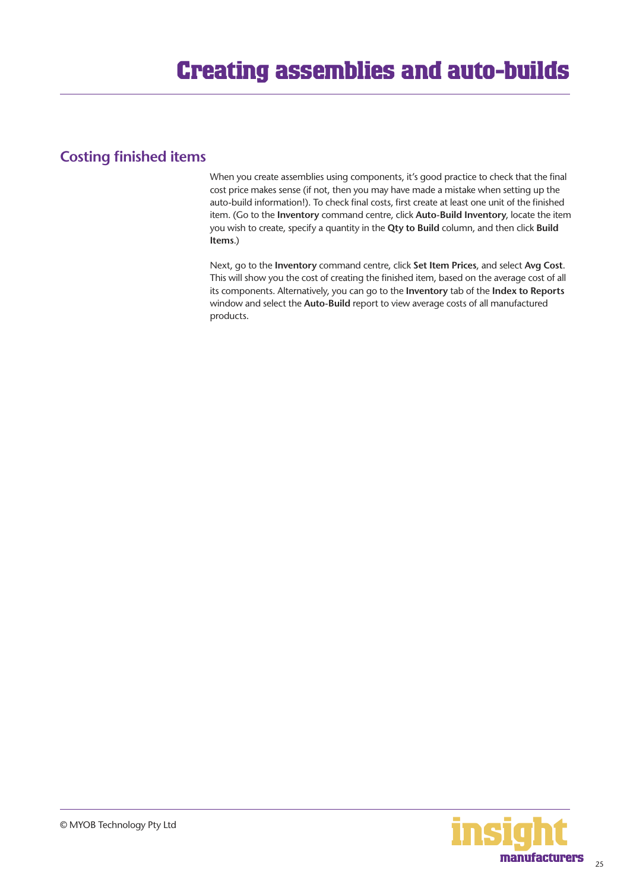# Creating assemblies and auto-builds

## Costing finished items

When you create assemblies using components, it's good practice to check that the final cost price makes sense (if not, then you may have made a mistake when setting up the auto-build information!). To check final costs, first create at least one unit of the finished item. (Go to the **Inventory** command centre, click **Auto-Build Inventory**, locate the item you wish to create, specify a quantity in the **Qty to Build** column, and then click **Build Items**.)

Next, go to the **Inventory** command centre, click **Set Item Prices**, and select **Avg Cost**. This will show you the cost of creating the finished item, based on the average cost of all its components. Alternatively, you can go to the **Inventory** tab of the **Index to Reports** window and select the **Auto-Build** report to view average costs of all manufactured products.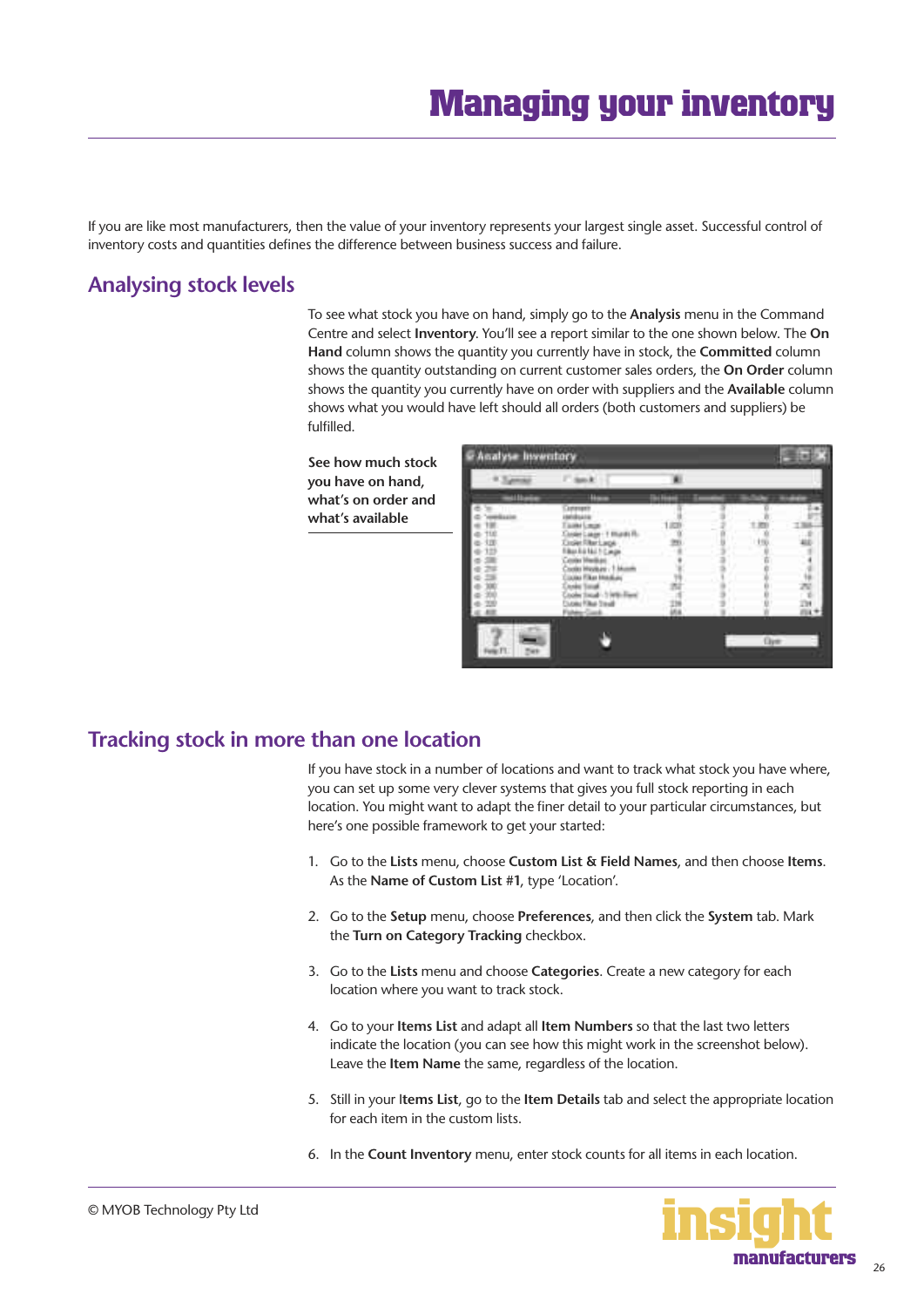# Managing your inventory

If you are like most manufacturers, then the value of your inventory represents your largest single asset. Successful control of inventory costs and quantities defines the difference between business success and failure.

## Analysing stock levels

To see what stock you have on hand, simply go to the **Analysis** menu in the Command Centre and select **Inventory**. You'll see a report similar to the one shown below. The **On Hand** column shows the quantity you currently have in stock, the **Committed** column shows the quantity outstanding on current customer sales orders, the **On Order** column shows the quantity you currently have on order with suppliers and the **Available** column shows what you would have left should all orders (both customers and suppliers) be fulfilled.

**See how much stock you have on hand, what's on order and what's available**

## Tracking stock in more than one location

If you have stock in a number of locations and want to track what stock you have where, you can set up some very clever systems that gives you full stock reporting in each location. You might want to adapt the finer detail to your particular circumstances, but here's one possible framework to get your started:

1. Go to the **Lists** menu, choose **Custom List & Field Names**, and then choose **Items**. As the **Name of Custom List #1**, type 'Location'.
2. Go to the **Setup** menu, choose **Preferences**, and then click the **System** tab. Mark the **Turn on Category Tracking** checkbox.
3. Go to the **Lists** menu and choose **Categories**. Create a new category for each location where you want to track stock.
4. Go to your **Items List** and adapt all **Item Numbers** so that the last two letters indicate the location (you can see how this might work in the screenshot below). Leave the **Item Name** the same, regardless of the location.
5. Still in your **Items List**, go to the **Item Details** tab and select the appropriate location for each item in the custom lists.
6. In the **Count Inventory** menu, enter stock counts for all items in each location.

© MYOB Technology Pty Ltd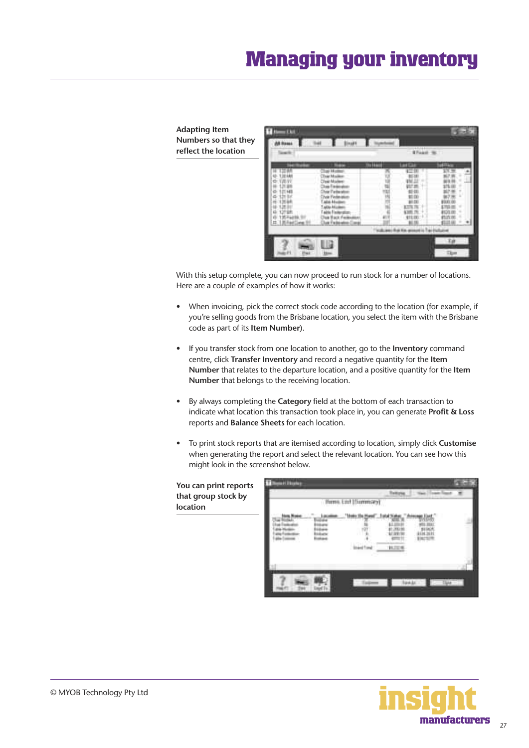# Managing your inventory

**Adapting Item Numbers so that they reflect the location**

With this setup complete, you can now proceed to run stock for a number of locations. Here are a couple of examples of how it works:

- When invoicing, pick the correct stock code according to the location (for example, if you're selling goods from the Brisbane location, you select the item with the Brisbane code as part of its **Item Number**).
- If you transfer stock from one location to another, go to the **Inventory** command centre, click **Transfer Inventory** and record a negative quantity for the **Item Number** that relates to the departure location, and a positive quantity for the **Item Number** that belongs to the receiving location.
- By always completing the **Category** field at the bottom of each transaction to indicate what location this transaction took place in, you can generate **Profit & Loss** reports and **Balance Sheets** for each location.
- To print stock reports that are itemised according to location, simply click **Customise** when generating the report and select the relevant location. You can see how this might look in the screenshot below.

**You can print reports that group stock by location**

© MYOB Technology Pty Ltd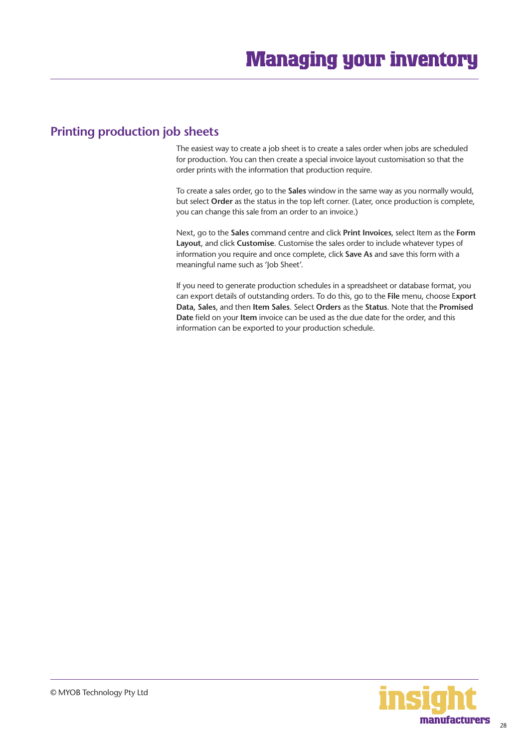# Managing your inventory

## Printing production job sheets

The easiest way to create a job sheet is to create a sales order when jobs are scheduled for production. You can then create a special invoice layout customisation so that the order prints with the information that production require.

To create a sales order, go to the **Sales** window in the same way as you normally would, but select **Order** as the status in the top left corner. (Later, once production is complete, you can change this sale from an order to an invoice.)

Next, go to the **Sales** command centre and click **Print Invoices**, select Item as the **Form Layout**, and click **Customise**. Customise the sales order to include whatever types of information you require and once complete, click **Save As** and save this form with a meaningful name such as 'Job Sheet'.

If you need to generate production schedules in a spreadsheet or database format, you can export details of outstanding orders. To do this, go to the **File** menu, choose E**xport Data**, **Sales**, and then **Item Sales**. Select **Orders** as the **Status**. Note that the **Promised Date** field on your **Item** invoice can be used as the due date for the order, and this information can be exported to your production schedule.

© MYOB Technology Pty Ltd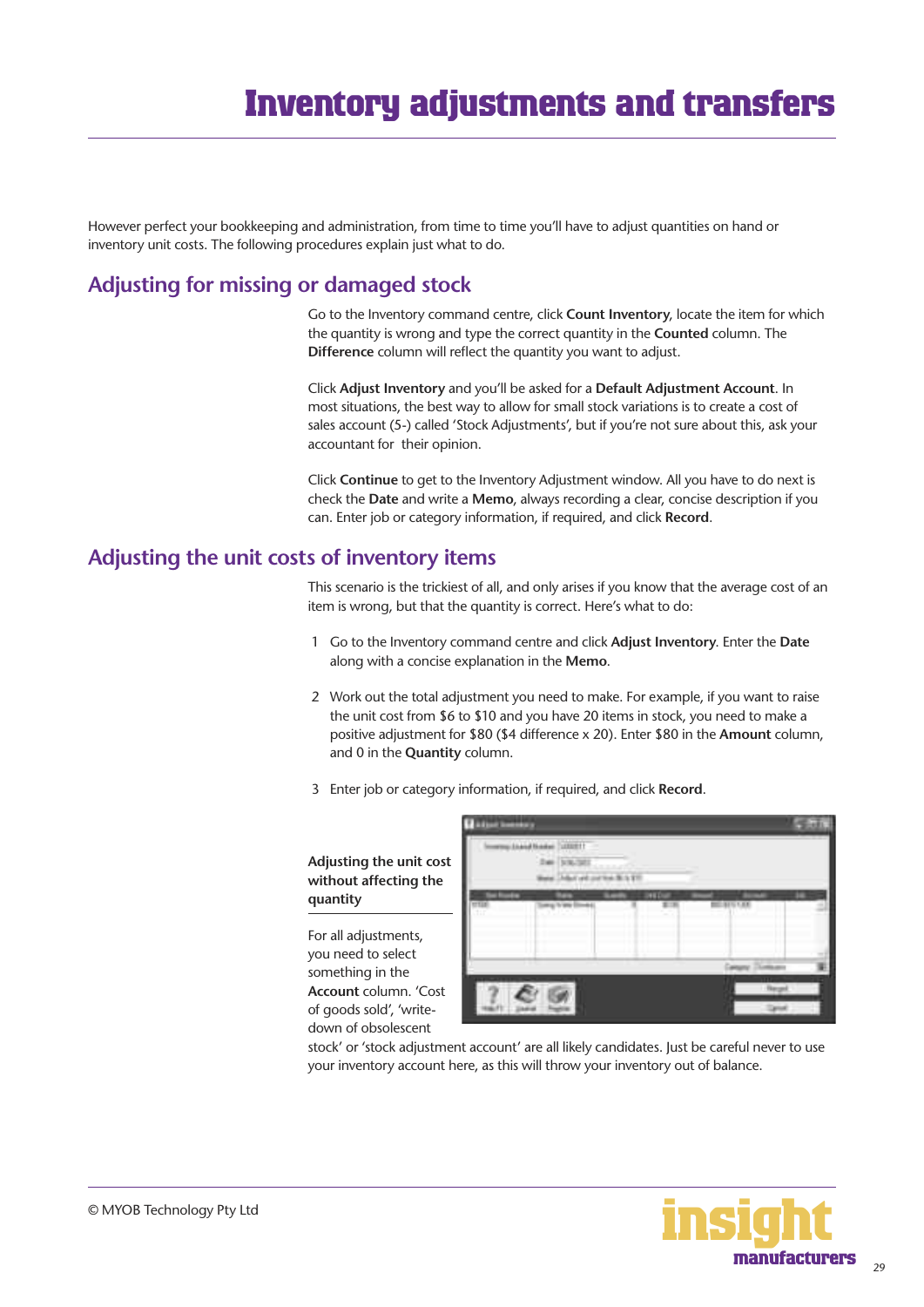# Inventory adjustments and transfers

However perfect your bookkeeping and administration, from time to time you'll have to adjust quantities on hand or inventory unit costs. The following procedures explain just what to do.

## Adjusting for missing or damaged stock

Go to the Inventory command centre, click **Count Inventory**, locate the item for which the quantity is wrong and type the correct quantity in the **Counted** column. The **Difference** column will reflect the quantity you want to adjust.

Click **Adjust Inventory** and you'll be asked for a **Default Adjustment Account**. In most situations, the best way to allow for small stock variations is to create a cost of sales account (5-) called 'Stock Adjustments', but if you're not sure about this, ask your accountant for their opinion.

Click **Continue** to get to the Inventory Adjustment window. All you have to do next is check the **Date** and write a **Memo**, always recording a clear, concise description if you can. Enter job or category information, if required, and click **Record**.

## Adjusting the unit costs of inventory items

This scenario is the trickiest of all, and only arises if you know that the average cost of an item is wrong, but that the quantity is correct. Here's what to do:

1. Go to the Inventory command centre and click **Adjust Inventory**. Enter the **Date** along with a concise explanation in the **Memo**.
2. Work out the total adjustment you need to make. For example, if you want to raise the unit cost from $6 to $10 and you have 20 items in stock, you need to make a positive adjustment for $80 ($4 difference x 20). Enter $80 in the **Amount** column, and 0 in the **Quantity** column.
3. Enter job or category information, if required, and click **Record**.

**Adjusting the unit cost without affecting the quantity**

For all adjustments, you need to select something in the **Account** column. 'Cost of goods sold', 'write-down of obsolescent stock' or 'stock adjustment account' are all likely candidates. Just be careful never to use your inventory account here, as this will throw your inventory out of balance.

© MYOB Technology Pty Ltd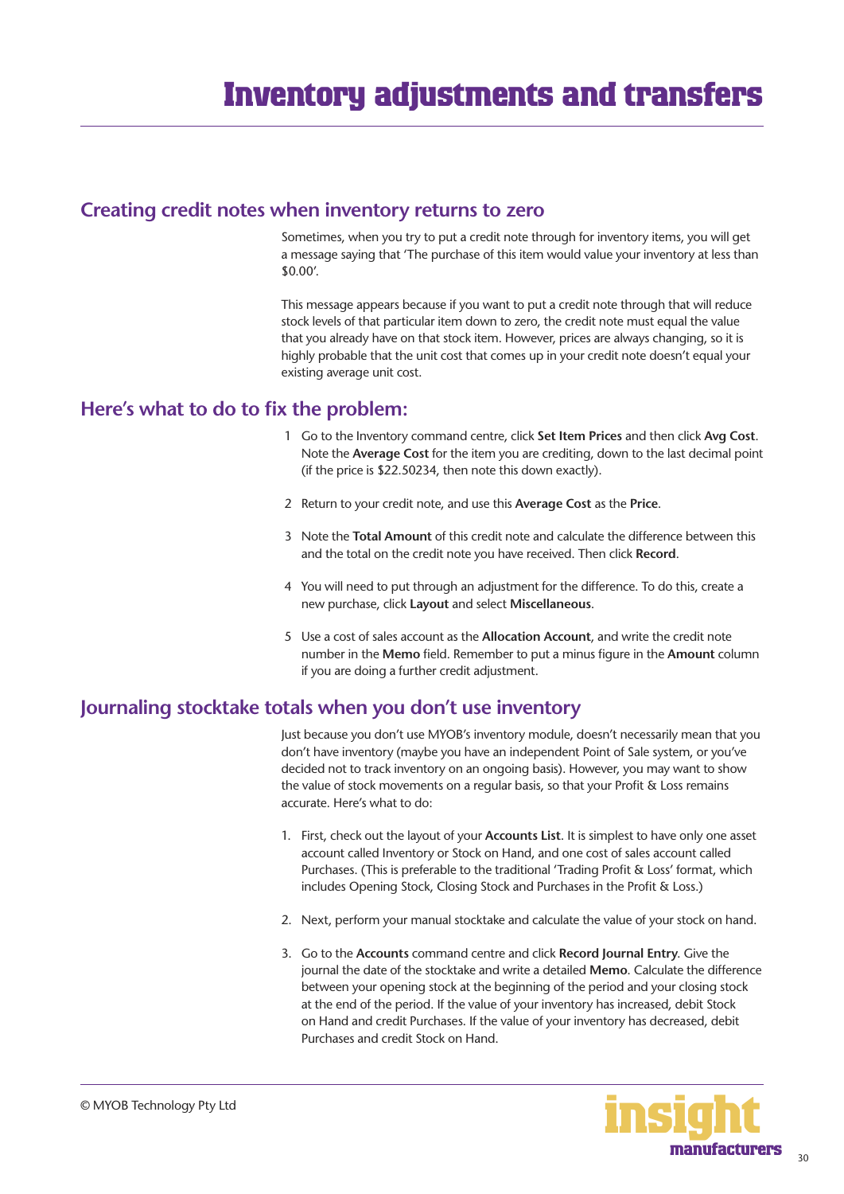# Inventory adjustments and transfers

## Creating credit notes when inventory returns to zero

Sometimes, when you try to put a credit note through for inventory items, you will get a message saying that 'The purchase of this item would value your inventory at less than $0.00'.

This message appears because if you want to put a credit note through that will reduce stock levels of that particular item down to zero, the credit note must equal the value that you already have on that stock item. However, prices are always changing, so it is highly probable that the unit cost that comes up in your credit note doesn't equal your existing average unit cost.

## Here's what to do to fix the problem:

1 Go to the Inventory command centre, click **Set Item Prices** and then click **Avg Cost**. Note the **Average Cost** for the item you are crediting, down to the last decimal point (if the price is $22.50234, then note this down exactly).

2 Return to your credit note, and use this **Average Cost** as the **Price**.

3 Note the **Total Amount** of this credit note and calculate the difference between this and the total on the credit note you have received. Then click **Record**.

4 You will need to put through an adjustment for the difference. To do this, create a new purchase, click **Layout** and select **Miscellaneous**.

5 Use a cost of sales account as the **Allocation Account**, and write the credit note number in the **Memo** field. Remember to put a minus figure in the **Amount** column if you are doing a further credit adjustment.

## Journaling stocktake totals when you don't use inventory

Just because you don't use MYOB's inventory module, doesn't necessarily mean that you don't have inventory (maybe you have an independent Point of Sale system, or you've decided not to track inventory on an ongoing basis). However, you may want to show the value of stock movements on a regular basis, so that your Profit & Loss remains accurate. Here's what to do:

1. First, check out the layout of your **Accounts List**. It is simplest to have only one asset account called Inventory or Stock on Hand, and one cost of sales account called Purchases. (This is preferable to the traditional 'Trading Profit & Loss' format, which includes Opening Stock, Closing Stock and Purchases in the Profit & Loss.)

2. Next, perform your manual stocktake and calculate the value of your stock on hand.

3. Go to the **Accounts** command centre and click **Record Journal Entry**. Give the journal the date of the stocktake and write a detailed **Memo**. Calculate the difference between your opening stock at the beginning of the period and your closing stock at the end of the period. If the value of your inventory has increased, debit Stock on Hand and credit Purchases. If the value of your inventory has decreased, debit Purchases and credit Stock on Hand.

© MYOB Technology Pty Ltd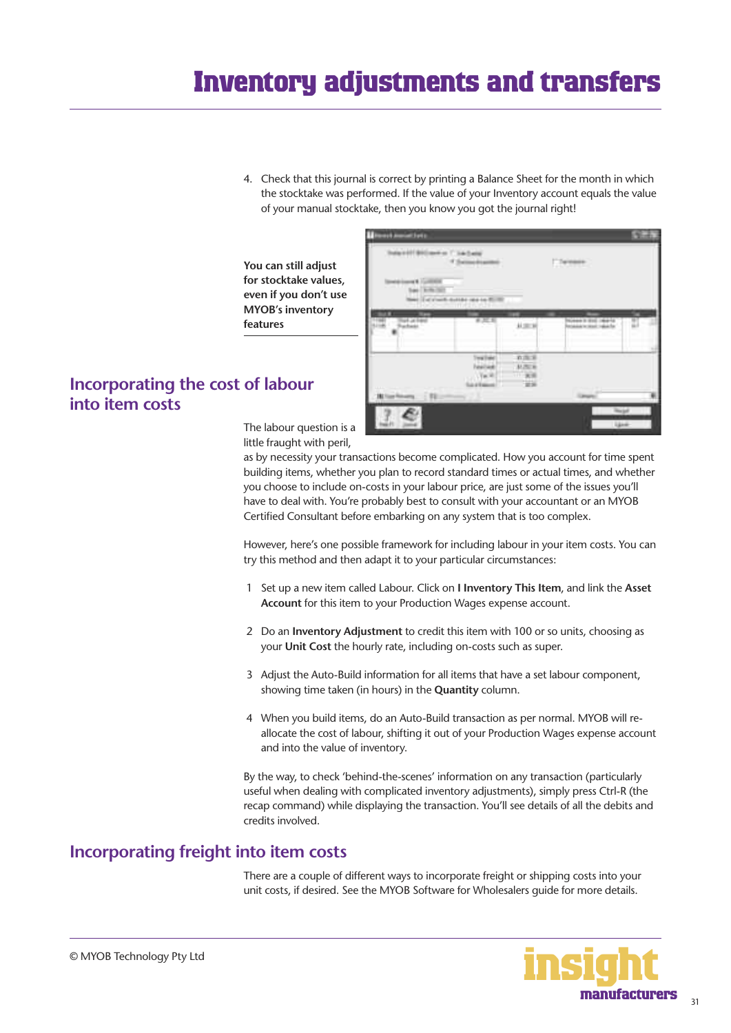# Inventory adjustments and transfers

4. Check that this journal is correct by printing a Balance Sheet for the month in which the stocktake was performed. If the value of your Inventory account equals the value of your manual stocktake, then you know you got the journal right!

**You can still adjust for stocktake values, even if you don't use MYOB's inventory features**

## Incorporating the cost of labour into item costs

The labour question is a little fraught with peril, as by necessity your transactions become complicated. How you account for time spent building items, whether you plan to record standard times or actual times, and whether you choose to include on-costs in your labour price, are just some of the issues you'll have to deal with. You're probably best to consult with your accountant or an MYOB Certified Consultant before embarking on any system that is too complex.

However, here's one possible framework for including labour in your item costs. You can try this method and then adapt it to your particular circumstances:

1. Set up a new item called Labour. Click on **I Inventory This Item**, and link the **Asset Account** for this item to your Production Wages expense account.
2. Do an **Inventory Adjustment** to credit this item with 100 or so units, choosing as your **Unit Cost** the hourly rate, including on-costs such as super.
3. Adjust the Auto-Build information for all items that have a set labour component, showing time taken (in hours) in the **Quantity** column.
4. When you build items, do an Auto-Build transaction as per normal. MYOB will re-allocate the cost of labour, shifting it out of your Production Wages expense account and into the value of inventory.

By the way, to check 'behind-the-scenes' information on any transaction (particularly useful when dealing with complicated inventory adjustments), simply press Ctrl-R (the recap command) while displaying the transaction. You'll see details of all the debits and credits involved.

## Incorporating freight into item costs

There are a couple of different ways to incorporate freight or shipping costs into your unit costs, if desired. See the MYOB Software for Wholesalers guide for more details.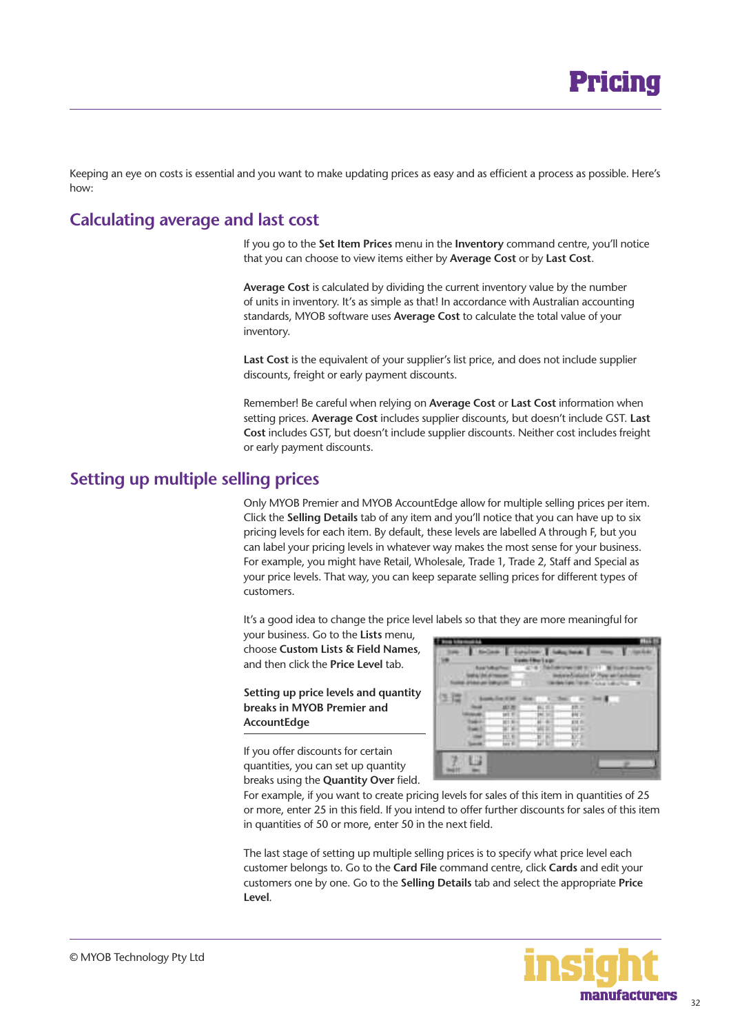# Pricing

Keeping an eye on costs is essential and you want to make updating prices as easy and as efficient a process as possible. Here's how:

## Calculating average and last cost

If you go to the **Set Item Prices** menu in the **Inventory** command centre, you'll notice that you can choose to view items either by **Average Cost** or by **Last Cost**.

**Average Cost** is calculated by dividing the current inventory value by the number of units in inventory. It's as simple as that! In accordance with Australian accounting standards, MYOB software uses **Average Cost** to calculate the total value of your inventory.

**Last Cost** is the equivalent of your supplier's list price, and does not include supplier discounts, freight or early payment discounts.

Remember! Be careful when relying on **Average Cost** or **Last Cost** information when setting prices. **Average Cost** includes supplier discounts, but doesn't include GST. **Last Cost** includes GST, but doesn't include supplier discounts. Neither cost includes freight or early payment discounts.

## Setting up multiple selling prices

Only MYOB Premier and MYOB AccountEdge allow for multiple selling prices per item. Click the **Selling Details** tab of any item and you'll notice that you can have up to six pricing levels for each item. By default, these levels are labelled A through F, but you can label your pricing levels in whatever way makes the most sense for your business. For example, you might have Retail, Wholesale, Trade 1, Trade 2, Staff and Special as your price levels. That way, you can keep separate selling prices for different types of customers.

It's a good idea to change the price level labels so that they are more meaningful for your business. Go to the **Lists** menu, choose **Custom Lists & Field Names**, and then click the **Price Level** tab.

### Setting up price levels and quantity breaks in MYOB Premier and AccountEdge

If you offer discounts for certain quantities, you can set up quantity breaks using the **Quantity Over** field. For example, if you want to create pricing levels for sales of this item in quantities of 25 or more, enter 25 in this field. If you intend to offer further discounts for sales of this item in quantities of 50 or more, enter 50 in the next field.

The last stage of setting up multiple selling prices is to specify what price level each customer belongs to. Go to the **Card File** command centre, click **Cards** and edit your customers one by one. Go to the **Selling Details** tab and select the appropriate **Price Level**.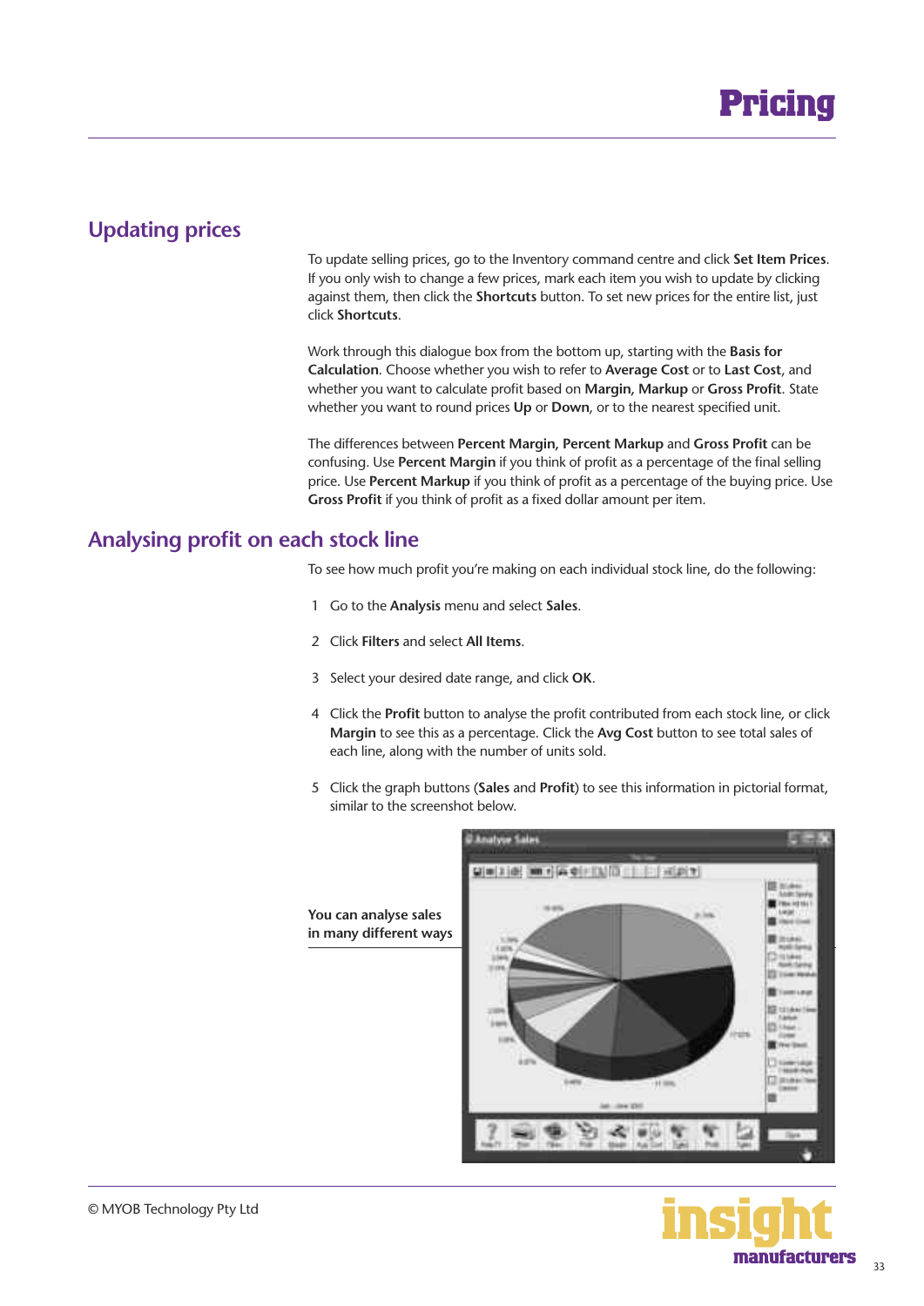# Pricing

## Updating prices

To update selling prices, go to the Inventory command centre and click **Set Item Prices**. If you only wish to change a few prices, mark each item you wish to update by clicking against them, then click the **Shortcuts** button. To set new prices for the entire list, just click **Shortcuts**.

Work through this dialogue box from the bottom up, starting with the **Basis for Calculation**. Choose whether you wish to refer to **Average Cost** or to **Last Cost**, and whether you want to calculate profit based on **Margin**, **Markup** or **Gross Profit**. State whether you want to round prices **Up** or **Down**, or to the nearest specified unit.

The differences between **Percent Margin**, **Percent Markup** and **Gross Profit** can be confusing. Use **Percent Margin** if you think of profit as a percentage of the final selling price. Use **Percent Markup** if you think of profit as a percentage of the buying price. Use **Gross Profit** if you think of profit as a fixed dollar amount per item.

## Analysing profit on each stock line

To see how much profit you're making on each individual stock line, do the following:

1. Go to the **Analysis** menu and select **Sales**.
2. Click **Filters** and select **All Items**.
3. Select your desired date range, and click **OK**.
4. Click the **Profit** button to analyse the profit contributed from each stock line, or click **Margin** to see this as a percentage. Click the **Avg Cost** button to see total sales of each line, along with the number of units sold.
5. Click the graph buttons (**Sales** and **Profit**) to see this information in pictorial format, similar to the screenshot below.

**You can analyse sales in many different ways**

© MYOB Technology Pty Ltd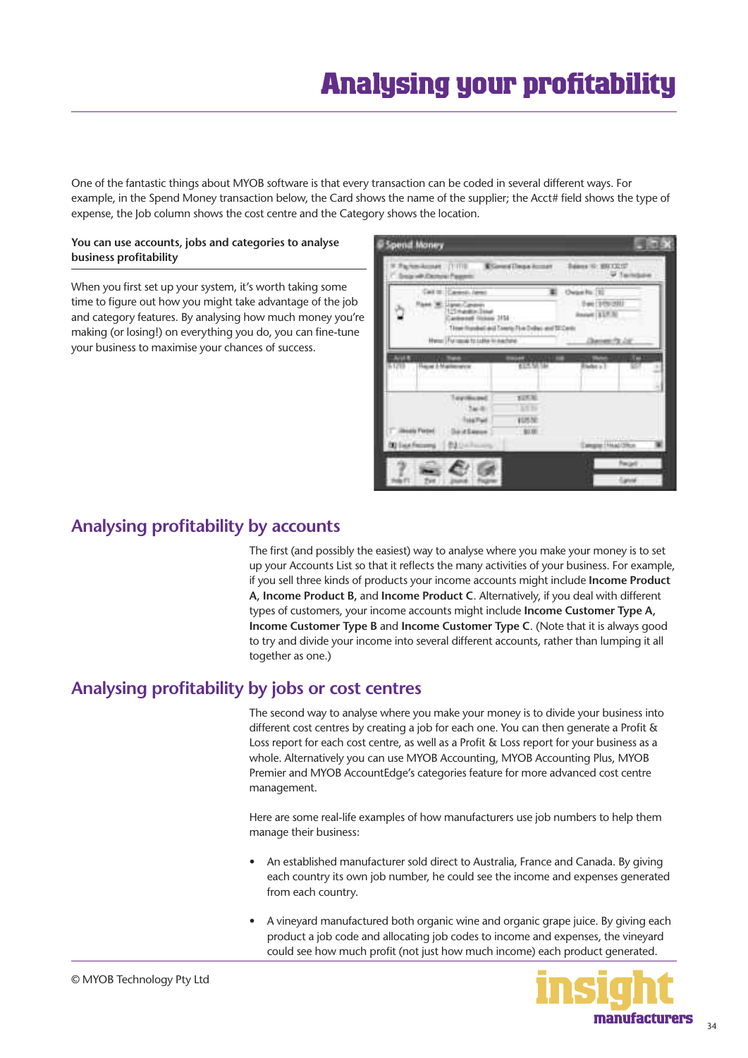# Analysing your profitability

One of the fantastic things about MYOB software is that every transaction can be coded in several different ways. For example, in the Spend Money transaction below, the Card shows the name of the supplier; the Acct# field shows the type of expense, the Job column shows the cost centre and the Category shows the location.

**You can use accounts, jobs and categories to analyse business profitability**

When you first set up your system, it's worth taking some time to figure out how you might take advantage of the job and category features. By analysing how much money you're making (or losing!) on everything you do, you can fine-tune your business to maximise your chances of success.

## Analysing profitability by accounts

The first (and possibly the easiest) way to analyse where you make your money is to set up your Accounts List so that it reflects the many activities of your business. For example, if you sell three kinds of products your income accounts might include **Income Product A**, **Income Product B**, and **Income Product C**. Alternatively, if you deal with different types of customers, your income accounts might include **Income Customer Type A**, **Income Customer Type B** and **Income Customer Type C**. (Note that it is always good to try and divide your income into several different accounts, rather than lumping it all together as one.)

## Analysing profitability by jobs or cost centres

The second way to analyse where you make your money is to divide your business into different cost centres by creating a job for each one. You can then generate a Profit & Loss report for each cost centre, as well as a Profit & Loss report for your business as a whole. Alternatively you can use MYOB Accounting, MYOB Accounting Plus, MYOB Premier and MYOB AccountEdge's categories feature for more advanced cost centre management.

Here are some real-life examples of how manufacturers use job numbers to help them manage their business:

- An established manufacturer sold direct to Australia, France and Canada. By giving each country its own job number, he could see the income and expenses generated from each country.
- A vineyard manufactured both organic wine and organic grape juice. By giving each product a job code and allocating job codes to income and expenses, the vineyard could see how much profit (not just how much income) each product generated.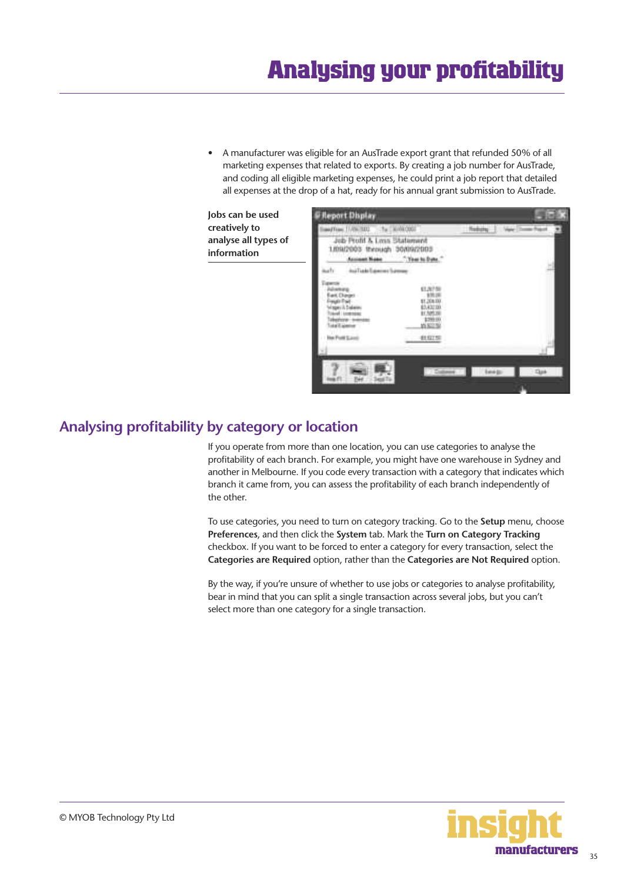# Analysing your profitability

- A manufacturer was eligible for an AusTrade export grant that refunded 50% of all marketing expenses that related to exports. By creating a job number for AusTrade, and coding all eligible marketing expenses, he could print a job report that detailed all expenses at the drop of a hat, ready for his annual grant submission to AusTrade.

**Jobs can be used creatively to analyse all types of information**

## Analysing profitability by category or location

If you operate from more than one location, you can use categories to analyse the profitability of each branch. For example, you might have one warehouse in Sydney and another in Melbourne. If you code every transaction with a category that indicates which branch it came from, you can assess the profitability of each branch independently of the other.

To use categories, you need to turn on category tracking. Go to the **Setup** menu, choose **Preferences**, and then click the **System** tab. Mark the **Turn on Category Tracking** checkbox. If you want to be forced to enter a category for every transaction, select the **Categories are Required** option, rather than the **Categories are Not Required** option.

By the way, if you're unsure of whether to use jobs or categories to analyse profitability, bear in mind that you can split a single transaction across several jobs, but you can't select more than one category for a single transaction.

© MYOB Technology Pty Ltd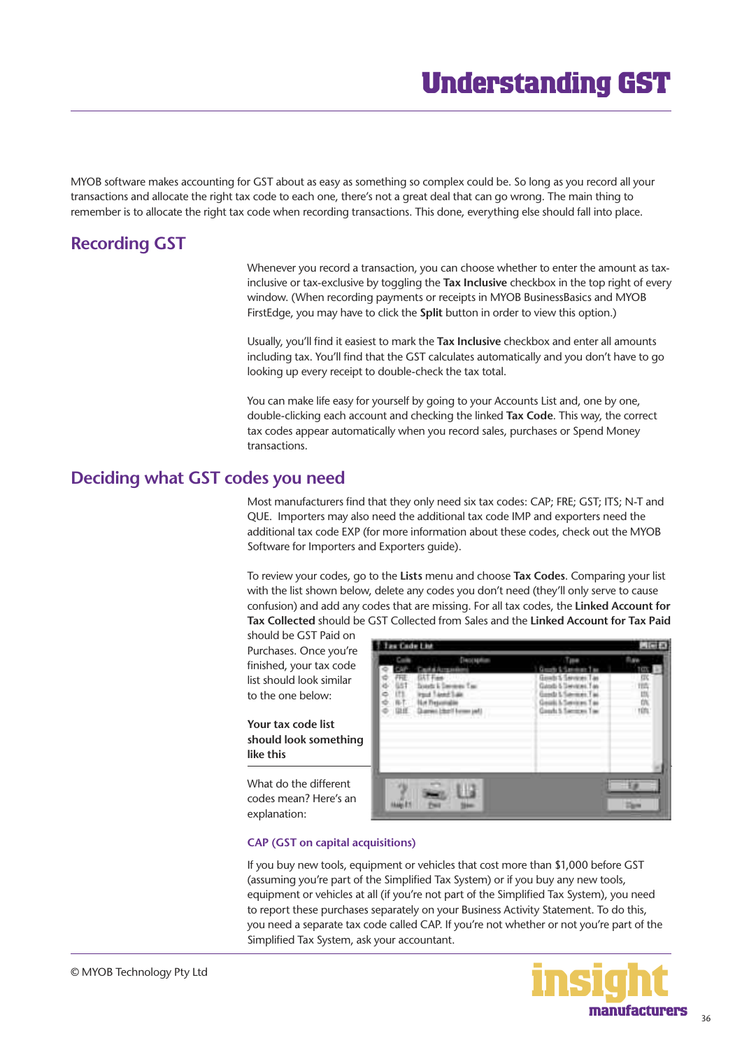# Understanding GST

MYOB software makes accounting for GST about as easy as something so complex could be. So long as you record all your transactions and allocate the right tax code to each one, there's not a great deal that can go wrong. The main thing to remember is to allocate the right tax code when recording transactions. This done, everything else should fall into place.

## Recording GST

Whenever you record a transaction, you can choose whether to enter the amount as tax-inclusive or tax-exclusive by toggling the **Tax Inclusive** checkbox in the top right of every window. (When recording payments or receipts in MYOB BusinessBasics and MYOB FirstEdge, you may have to click the **Split** button in order to view this option.)

Usually, you'll find it easiest to mark the **Tax Inclusive** checkbox and enter all amounts including tax. You'll find that the GST calculates automatically and you don't have to go looking up every receipt to double-check the tax total.

You can make life easy for yourself by going to your Accounts List and, one by one, double-clicking each account and checking the linked **Tax Code**. This way, the correct tax codes appear automatically when you record sales, purchases or Spend Money transactions.

## Deciding what GST codes you need

Most manufacturers find that they only need six tax codes: CAP; FRE; GST; ITS; N-T and QUE. Importers may also need the additional tax code IMP and exporters need the additional tax code EXP (for more information about these codes, check out the MYOB Software for Importers and Exporters guide).

To review your codes, go to the **Lists** menu and choose **Tax Codes**. Comparing your list with the list shown below, delete any codes you don't need (they'll only serve to cause confusion) and add any codes that are missing. For all tax codes, the **Linked Account for Tax Collected** should be GST Collected from Sales and the **Linked Account for Tax Paid** should be GST Paid on Purchases. Once you're finished, your tax code list should look similar to the one below:

**Your tax code list should look something like this**

What do the different codes mean? Here's an explanation:

### CAP (GST on capital acquisitions)

If you buy new tools, equipment or vehicles that cost more than $1,000 before GST (assuming you're part of the Simplified Tax System) or if you buy any new tools, equipment or vehicles at all (if you're not part of the Simplified Tax System), you need to report these purchases separately on your Business Activity Statement. To do this, you need a separate tax code called CAP. If you're not whether or not you're part of the Simplified Tax System, ask your accountant.

© MYOB Technology Pty Ltd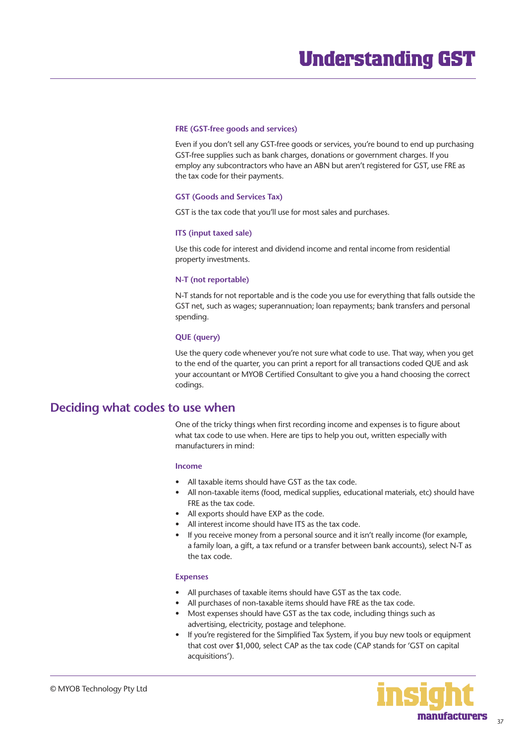#### FRE (GST-free goods and services)

Even if you don't sell any GST-free goods or services, you're bound to end up purchasing GST-free supplies such as bank charges, donations or government charges. If you employ any subcontractors who have an ABN but aren't registered for GST, use FRE as the tax code for their payments.

#### GST (Goods and Services Tax)

GST is the tax code that you'll use for most sales and purchases.

#### ITS (input taxed sale)

Use this code for interest and dividend income and rental income from residential property investments.

#### N-T (not reportable)

N-T stands for not reportable and is the code you use for everything that falls outside the GST net, such as wages; superannuation; loan repayments; bank transfers and personal spending.

#### QUE (query)

Use the query code whenever you're not sure what code to use. That way, when you get to the end of the quarter, you can print a report for all transactions coded QUE and ask your accountant or MYOB Certified Consultant to give you a hand choosing the correct codings.

## Deciding what codes to use when

One of the tricky things when first recording income and expenses is to figure about what tax code to use when. Here are tips to help you out, written especially with manufacturers in mind:

#### Income

- All taxable items should have GST as the tax code.
- All non-taxable items (food, medical supplies, educational materials, etc) should have FRE as the tax code.
- All exports should have EXP as the code.
- All interest income should have ITS as the tax code.
- If you receive money from a personal source and it isn't really income (for example, a family loan, a gift, a tax refund or a transfer between bank accounts), select N-T as the tax code.

#### Expenses

- All purchases of taxable items should have GST as the tax code.
- All purchases of non-taxable items should have FRE as the tax code.
- Most expenses should have GST as the tax code, including things such as advertising, electricity, postage and telephone.
- If you're registered for the Simplified Tax System, if you buy new tools or equipment that cost over $1,000, select CAP as the tax code (CAP stands for 'GST on capital acquisitions').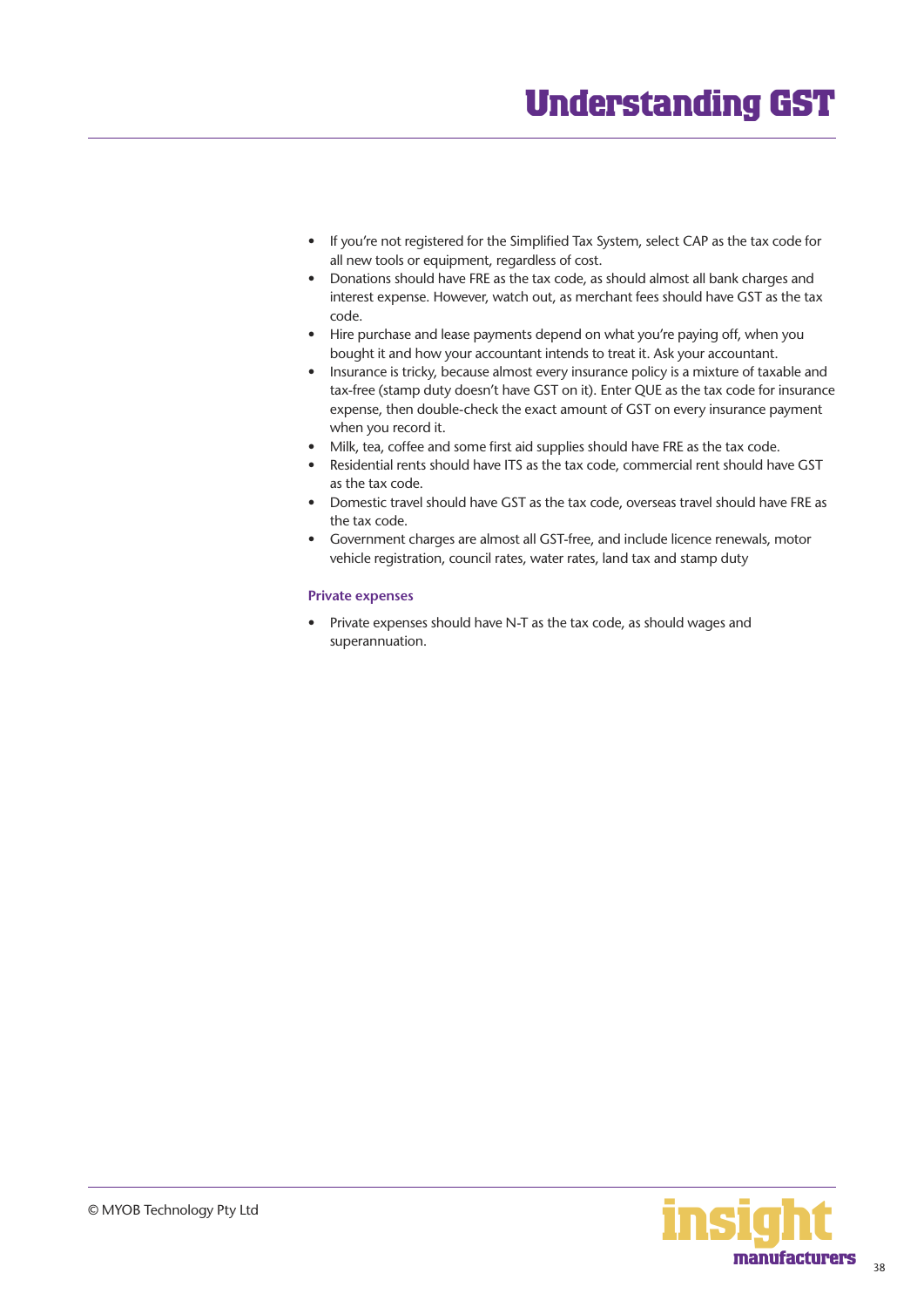- If you're not registered for the Simplified Tax System, select CAP as the tax code for all new tools or equipment, regardless of cost.
- Donations should have FRE as the tax code, as should almost all bank charges and interest expense. However, watch out, as merchant fees should have GST as the tax code.
- Hire purchase and lease payments depend on what you're paying off, when you bought it and how your accountant intends to treat it. Ask your accountant.
- Insurance is tricky, because almost every insurance policy is a mixture of taxable and tax-free (stamp duty doesn't have GST on it). Enter QUE as the tax code for insurance expense, then double-check the exact amount of GST on every insurance payment when you record it.
- Milk, tea, coffee and some first aid supplies should have FRE as the tax code.
- Residential rents should have ITS as the tax code, commercial rent should have GST as the tax code.
- Domestic travel should have GST as the tax code, overseas travel should have FRE as the tax code.
- Government charges are almost all GST-free, and include licence renewals, motor vehicle registration, council rates, water rates, land tax and stamp duty

### Private expenses

- Private expenses should have N-T as the tax code, as should wages and superannuation.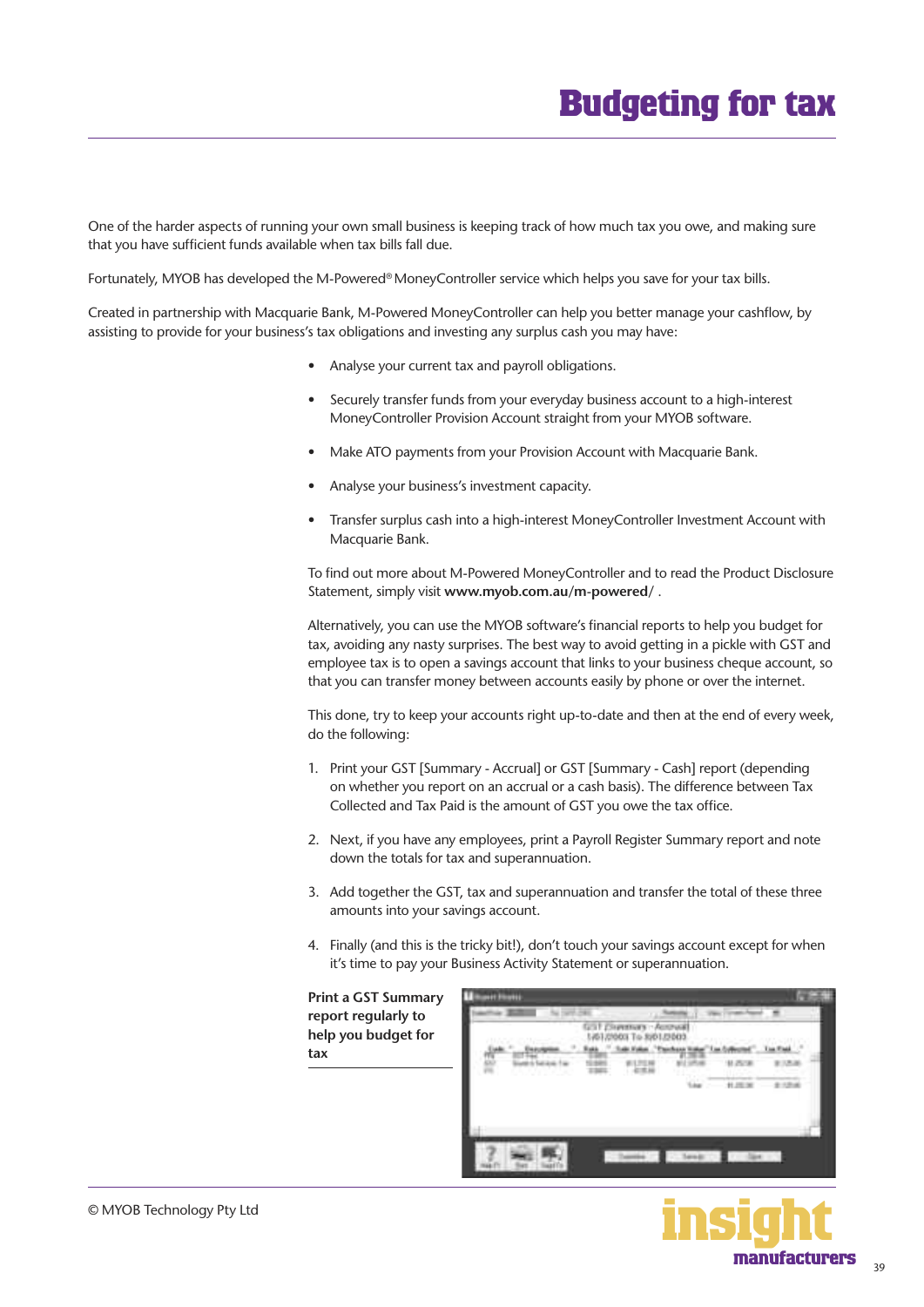# Budgeting for tax

One of the harder aspects of running your own small business is keeping track of how much tax you owe, and making sure that you have sufficient funds available when tax bills fall due.

Fortunately, MYOB has developed the M-Powered® MoneyController service which helps you save for your tax bills.

Created in partnership with Macquarie Bank, M-Powered MoneyController can help you better manage your cashflow, by assisting to provide for your business's tax obligations and investing any surplus cash you may have:

- Analyse your current tax and payroll obligations.
- Securely transfer funds from your everyday business account to a high-interest MoneyController Provision Account straight from your MYOB software.
- Make ATO payments from your Provision Account with Macquarie Bank.
- Analyse your business's investment capacity.
- Transfer surplus cash into a high-interest MoneyController Investment Account with Macquarie Bank.

To find out more about M-Powered MoneyController and to read the Product Disclosure Statement, simply visit **www.myob.com.au/m-powered/** .

Alternatively, you can use the MYOB software's financial reports to help you budget for tax, avoiding any nasty surprises. The best way to avoid getting in a pickle with GST and employee tax is to open a savings account that links to your business cheque account, so that you can transfer money between accounts easily by phone or over the internet.

This done, try to keep your accounts right up-to-date and then at the end of every week, do the following:

1. Print your GST [Summary - Accrual] or GST [Summary - Cash] report (depending on whether you report on an accrual or a cash basis). The difference between Tax Collected and Tax Paid is the amount of GST you owe the tax office.
2. Next, if you have any employees, print a Payroll Register Summary report and note down the totals for tax and superannuation.
3. Add together the GST, tax and superannuation and transfer the total of these three amounts into your savings account.
4. Finally (and this is the tricky bit!), don't touch your savings account except for when it's time to pay your Business Activity Statement or superannuation.

**Print a GST Summary report regularly to help you budget for tax**

© MYOB Technology Pty Ltd